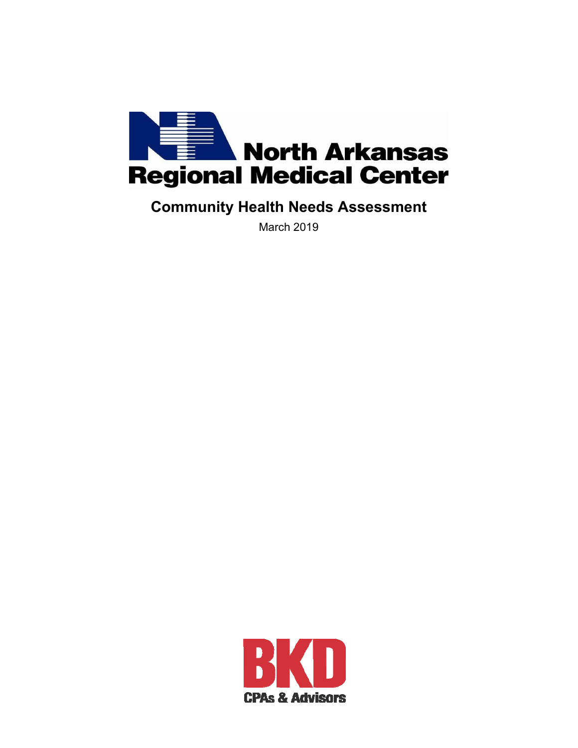# North Arkansas Regional Medical Center

## Community Health Needs Assessment

March 2019

BKD CPAs & Advisors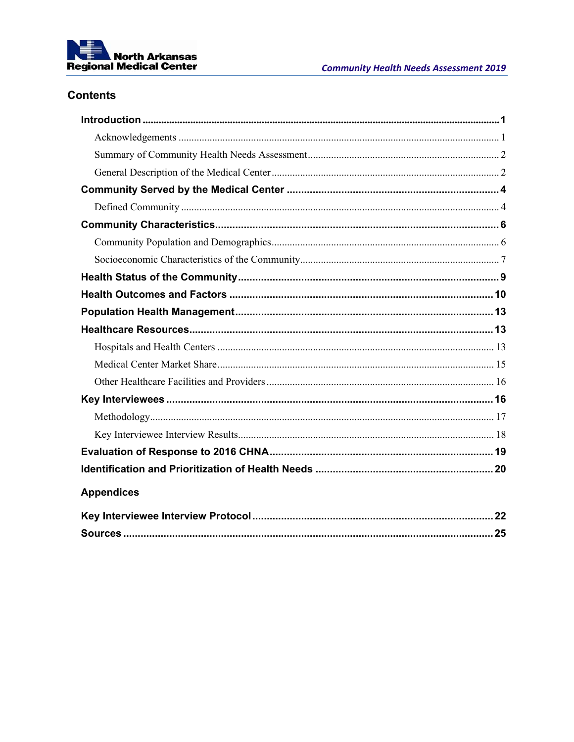## Contents

**Introduction** ..... **1**

- Acknowledgements ..... 1
- Summary of Community Health Needs Assessment ..... 2
- General Description of the Medical Center ..... 2

**Community Served by the Medical Center** ..... **4**

- Defined Community ..... 4

**Community Characteristics** ..... **6**

- Community Population and Demographics ..... 6
- Socioeconomic Characteristics of the Community ..... 7

**Health Status of the Community** ..... **9**

**Health Outcomes and Factors** ..... **10**

**Population Health Management** ..... **13**

**Healthcare Resources** ..... **13**

- Hospitals and Health Centers ..... 13
- Medical Center Market Share ..... 15
- Other Healthcare Facilities and Providers ..... 16

**Key Interviewees** ..... **16**

- Methodology ..... 17
- Key Interviewee Interview Results ..... 18

**Evaluation of Response to 2016 CHNA** ..... **19**

**Identification and Prioritization of Health Needs** ..... **20**

### Appendices

**Key Interviewee Interview Protocol** ..... **22**

**Sources** ..... **25**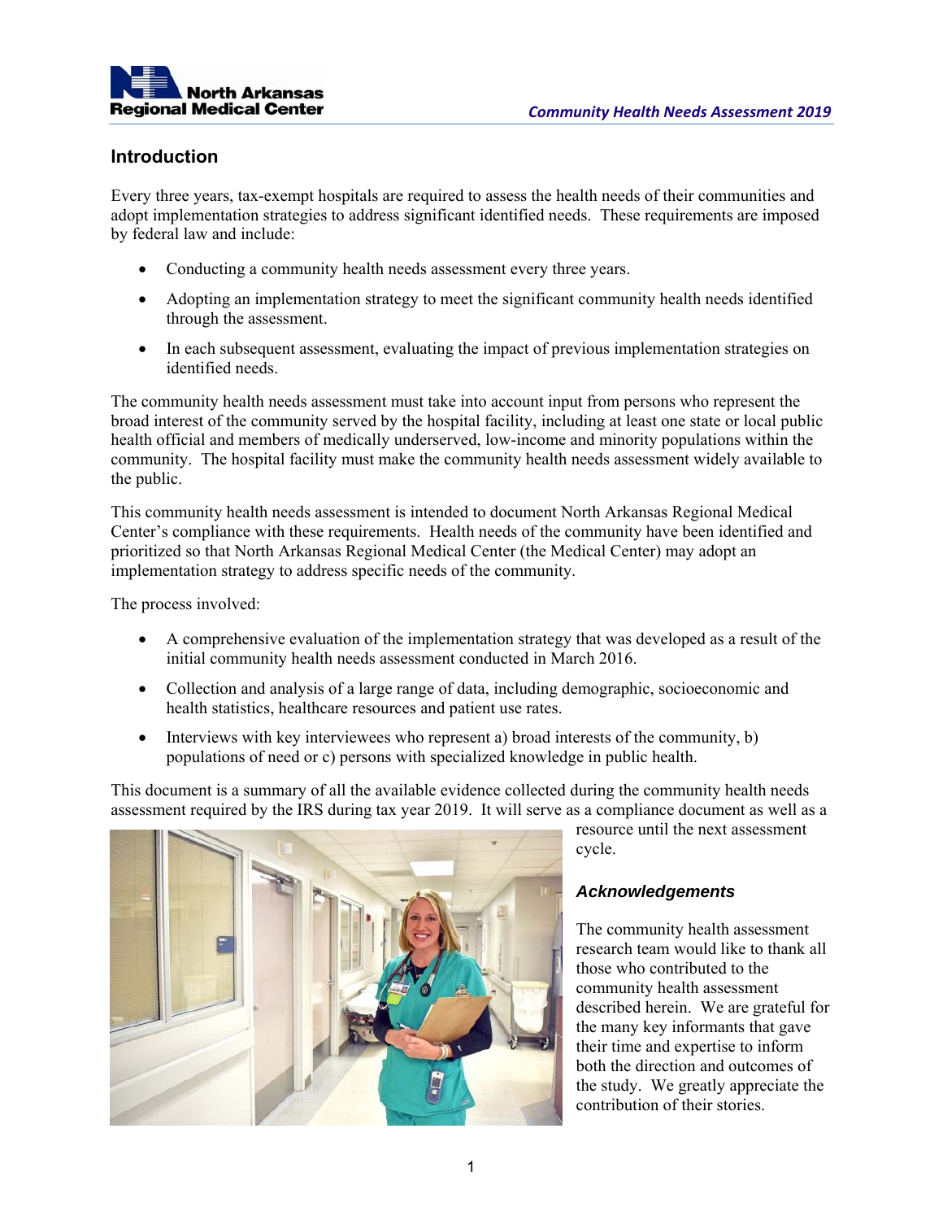## Introduction

Every three years, tax-exempt hospitals are required to assess the health needs of their communities and adopt implementation strategies to address significant identified needs. These requirements are imposed by federal law and include:

- Conducting a community health needs assessment every three years.
- Adopting an implementation strategy to meet the significant community health needs identified through the assessment.
- In each subsequent assessment, evaluating the impact of previous implementation strategies on identified needs.

The community health needs assessment must take into account input from persons who represent the broad interest of the community served by the hospital facility, including at least one state or local public health official and members of medically underserved, low-income and minority populations within the community. The hospital facility must make the community health needs assessment widely available to the public.

This community health needs assessment is intended to document North Arkansas Regional Medical Center's compliance with these requirements. Health needs of the community have been identified and prioritized so that North Arkansas Regional Medical Center (the Medical Center) may adopt an implementation strategy to address specific needs of the community.

The process involved:

- A comprehensive evaluation of the implementation strategy that was developed as a result of the initial community health needs assessment conducted in March 2016.
- Collection and analysis of a large range of data, including demographic, socioeconomic and health statistics, healthcare resources and patient use rates.
- Interviews with key interviewees who represent a) broad interests of the community, b) populations of need or c) persons with specialized knowledge in public health.

This document is a summary of all the available evidence collected during the community health needs assessment required by the IRS during tax year 2019. It will serve as a compliance document as well as a resource until the next assessment cycle.

### *Acknowledgements*

The community health assessment research team would like to thank all those who contributed to the community health assessment described herein. We are grateful for the many key informants that gave their time and expertise to inform both the direction and outcomes of the study. We greatly appreciate the contribution of their stories.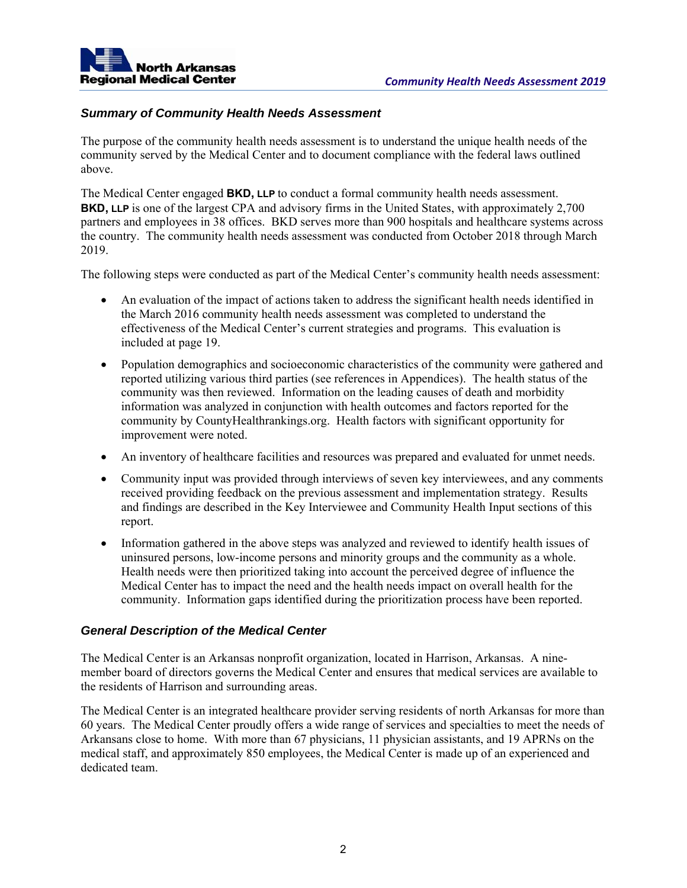### *Summary of Community Health Needs Assessment*

The purpose of the community health needs assessment is to understand the unique health needs of the community served by the Medical Center and to document compliance with the federal laws outlined above.

The Medical Center engaged **BKD, LLP** to conduct a formal community health needs assessment. **BKD, LLP** is one of the largest CPA and advisory firms in the United States, with approximately 2,700 partners and employees in 38 offices. BKD serves more than 900 hospitals and healthcare systems across the country. The community health needs assessment was conducted from October 2018 through March 2019.

The following steps were conducted as part of the Medical Center's community health needs assessment:

- An evaluation of the impact of actions taken to address the significant health needs identified in the March 2016 community health needs assessment was completed to understand the effectiveness of the Medical Center's current strategies and programs. This evaluation is included at page 19.
- Population demographics and socioeconomic characteristics of the community were gathered and reported utilizing various third parties (see references in Appendices). The health status of the community was then reviewed. Information on the leading causes of death and morbidity information was analyzed in conjunction with health outcomes and factors reported for the community by CountyHealthrankings.org. Health factors with significant opportunity for improvement were noted.
- An inventory of healthcare facilities and resources was prepared and evaluated for unmet needs.
- Community input was provided through interviews of seven key interviewees, and any comments received providing feedback on the previous assessment and implementation strategy. Results and findings are described in the Key Interviewee and Community Health Input sections of this report.
- Information gathered in the above steps was analyzed and reviewed to identify health issues of uninsured persons, low-income persons and minority groups and the community as a whole. Health needs were then prioritized taking into account the perceived degree of influence the Medical Center has to impact the need and the health needs impact on overall health for the community. Information gaps identified during the prioritization process have been reported.

### *General Description of the Medical Center*

The Medical Center is an Arkansas nonprofit organization, located in Harrison, Arkansas. A nine-member board of directors governs the Medical Center and ensures that medical services are available to the residents of Harrison and surrounding areas.

The Medical Center is an integrated healthcare provider serving residents of north Arkansas for more than 60 years. The Medical Center proudly offers a wide range of services and specialties to meet the needs of Arkansans close to home. With more than 67 physicians, 11 physician assistants, and 19 APRNs on the medical staff, and approximately 850 employees, the Medical Center is made up of an experienced and dedicated team.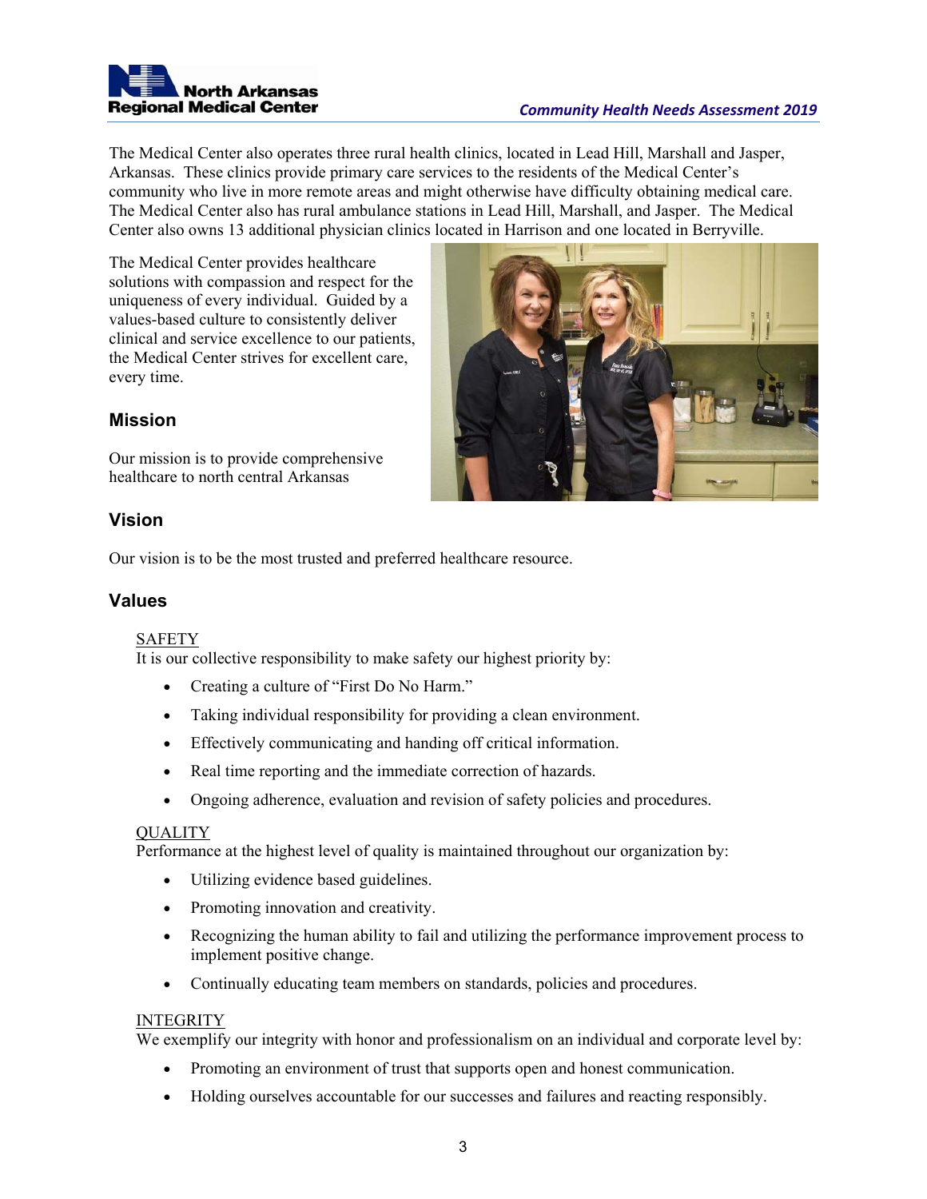The Medical Center also operates three rural health clinics, located in Lead Hill, Marshall and Jasper, Arkansas. These clinics provide primary care services to the residents of the Medical Center's community who live in more remote areas and might otherwise have difficulty obtaining medical care. The Medical Center also has rural ambulance stations in Lead Hill, Marshall, and Jasper. The Medical Center also owns 13 additional physician clinics located in Harrison and one located in Berryville.

The Medical Center provides healthcare solutions with compassion and respect for the uniqueness of every individual. Guided by a values-based culture to consistently deliver clinical and service excellence to our patients, the Medical Center strives for excellent care, every time.

## Mission

Our mission is to provide comprehensive healthcare to north central Arkansas

## Vision

Our vision is to be the most trusted and preferred healthcare resource.

## Values

SAFETY
It is our collective responsibility to make safety our highest priority by:

- Creating a culture of "First Do No Harm."
- Taking individual responsibility for providing a clean environment.
- Effectively communicating and handing off critical information.
- Real time reporting and the immediate correction of hazards.
- Ongoing adherence, evaluation and revision of safety policies and procedures.

QUALITY
Performance at the highest level of quality is maintained throughout our organization by:

- Utilizing evidence based guidelines.
- Promoting innovation and creativity.
- Recognizing the human ability to fail and utilizing the performance improvement process to implement positive change.
- Continually educating team members on standards, policies and procedures.

INTEGRITY
We exemplify our integrity with honor and professionalism on an individual and corporate level by:

- Promoting an environment of trust that supports open and honest communication.
- Holding ourselves accountable for our successes and failures and reacting responsibly.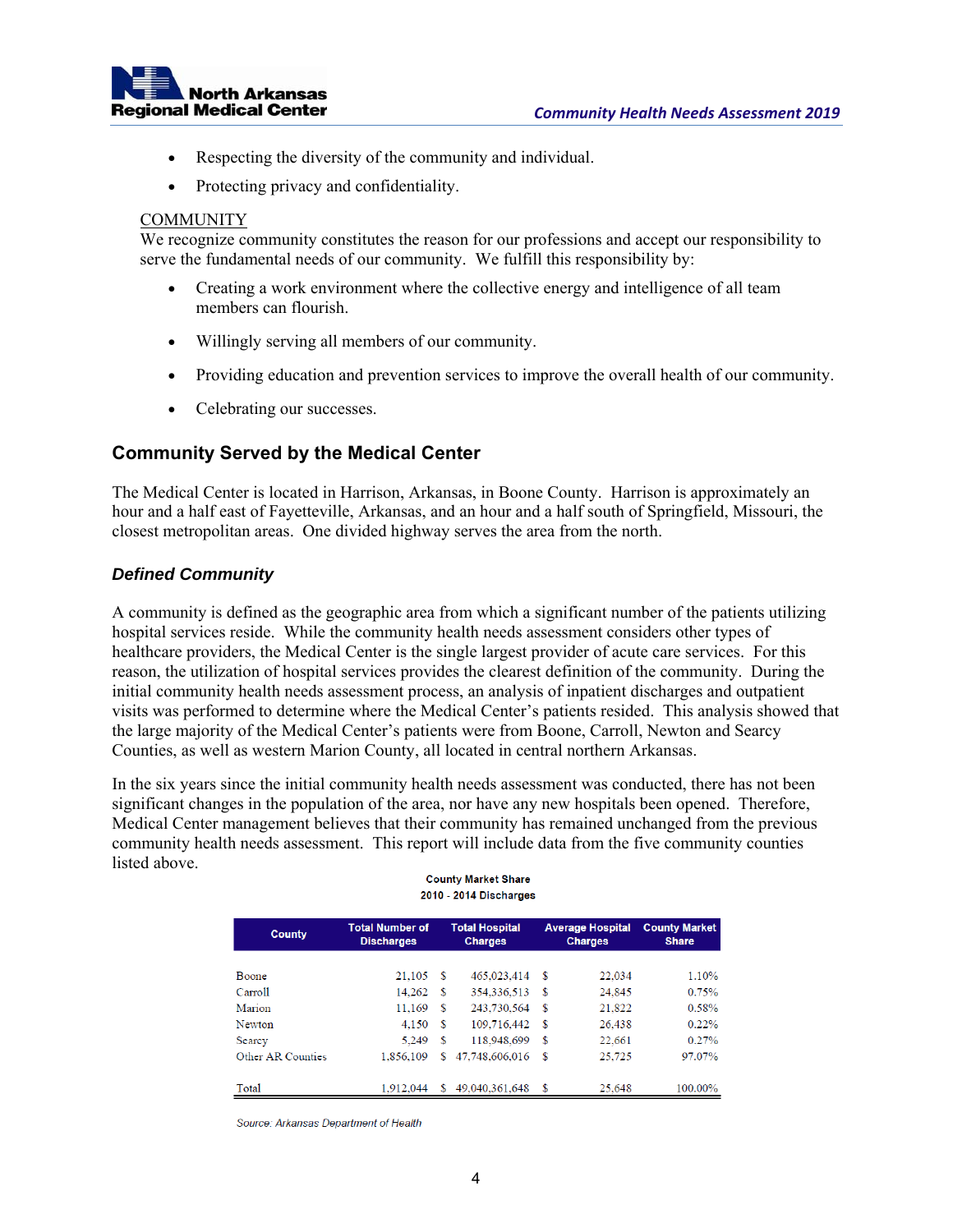- Respecting the diversity of the community and individual.
- Protecting privacy and confidentiality.

COMMUNITY

We recognize community constitutes the reason for our professions and accept our responsibility to serve the fundamental needs of our community. We fulfill this responsibility by:

- Creating a work environment where the collective energy and intelligence of all team members can flourish.
- Willingly serving all members of our community.
- Providing education and prevention services to improve the overall health of our community.
- Celebrating our successes.

## Community Served by the Medical Center

The Medical Center is located in Harrison, Arkansas, in Boone County. Harrison is approximately an hour and a half east of Fayetteville, Arkansas, and an hour and a half south of Springfield, Missouri, the closest metropolitan areas. One divided highway serves the area from the north.

### *Defined Community*

A community is defined as the geographic area from which a significant number of the patients utilizing hospital services reside. While the community health needs assessment considers other types of healthcare providers, the Medical Center is the single largest provider of acute care services. For this reason, the utilization of hospital services provides the clearest definition of the community. During the initial community health needs assessment process, an analysis of inpatient discharges and outpatient visits was performed to determine where the Medical Center's patients resided. This analysis showed that the large majority of the Medical Center's patients were from Boone, Carroll, Newton and Searcy Counties, as well as western Marion County, all located in central northern Arkansas.

In the six years since the initial community health needs assessment was conducted, there has not been significant changes in the population of the area, nor have any new hospitals been opened. Therefore, Medical Center management believes that their community has remained unchanged from the previous community health needs assessment. This report will include data from the five community counties listed above.

**County Market Share**
**2010 - 2014 Discharges**

| County | Total Number of Discharges | Total Hospital Charges | Average Hospital Charges | County Market Share |
|---|---|---|---|---|
| Boone | 21,105 | $ 465,023,414 | $ 22,034 | 1.10% |
| Carroll | 14,262 | $ 354,336,513 | $ 24,845 | 0.75% |
| Marion | 11,169 | $ 243,730,564 | $ 21,822 | 0.58% |
| Newton | 4,150 | $ 109,716,442 | $ 26,438 | 0.22% |
| Searcy | 5,249 | $ 118,948,699 | $ 22,661 | 0.27% |
| Other AR Counties | 1,856,109 | $ 47,748,606,016 | $ 25,725 | 97.07% |
| Total | 1,912,044 | $ 49,040,361,648 | $ 25,648 | 100.00% |

*Source: Arkansas Department of Health*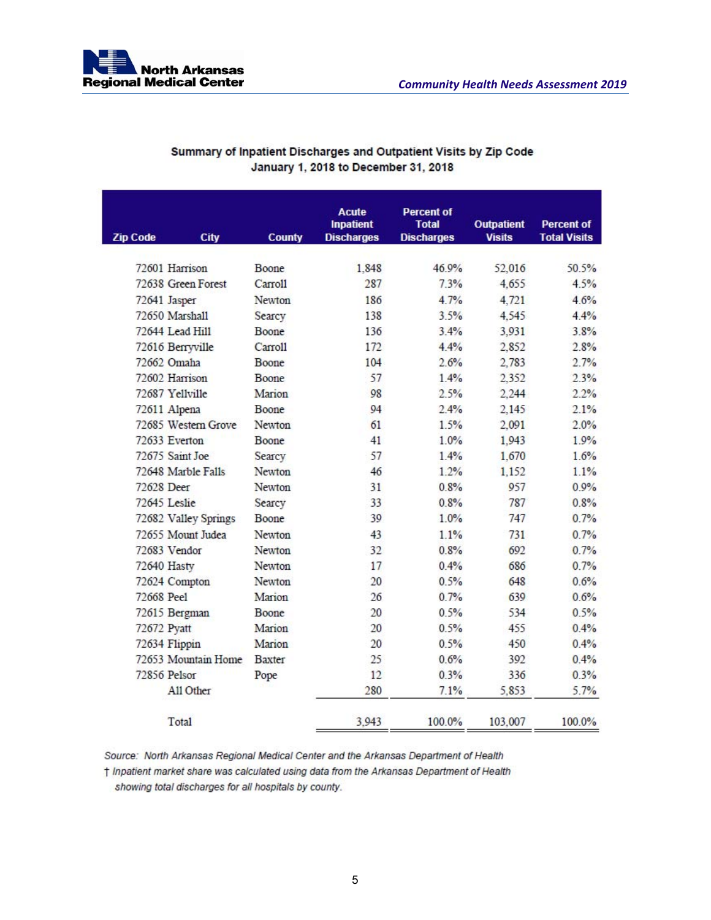**Summary of Inpatient Discharges and Outpatient Visits by Zip Code**
**January 1, 2018 to December 31, 2018**

| Zip Code | City | County | Acute Inpatient Discharges | Percent of Total Discharges | Outpatient Visits | Percent of Total Visits |
|---|---|---|---|---|---|---|
| 72601 | Harrison | Boone | 1,848 | 46.9% | 52,016 | 50.5% |
| 72638 | Green Forest | Carroll | 287 | 7.3% | 4,655 | 4.5% |
| 72641 | Jasper | Newton | 186 | 4.7% | 4,721 | 4.6% |
| 72650 | Marshall | Searcy | 138 | 3.5% | 4,545 | 4.4% |
| 72644 | Lead Hill | Boone | 136 | 3.4% | 3,931 | 3.8% |
| 72616 | Berryville | Carroll | 172 | 4.4% | 2,852 | 2.8% |
| 72662 | Omaha | Boone | 104 | 2.6% | 2,783 | 2.7% |
| 72602 | Harrison | Boone | 57 | 1.4% | 2,352 | 2.3% |
| 72687 | Yellville | Marion | 98 | 2.5% | 2,244 | 2.2% |
| 72611 | Alpena | Boone | 94 | 2.4% | 2,145 | 2.1% |
| 72685 | Western Grove | Newton | 61 | 1.5% | 2,091 | 2.0% |
| 72633 | Everton | Boone | 41 | 1.0% | 1,943 | 1.9% |
| 72675 | Saint Joe | Searcy | 57 | 1.4% | 1,670 | 1.6% |
| 72648 | Marble Falls | Newton | 46 | 1.2% | 1,152 | 1.1% |
| 72628 | Deer | Newton | 31 | 0.8% | 957 | 0.9% |
| 72645 | Leslie | Searcy | 33 | 0.8% | 787 | 0.8% |
| 72682 | Valley Springs | Boone | 39 | 1.0% | 747 | 0.7% |
| 72655 | Mount Judea | Newton | 43 | 1.1% | 731 | 0.7% |
| 72683 | Vendor | Newton | 32 | 0.8% | 692 | 0.7% |
| 72640 | Hasty | Newton | 17 | 0.4% | 686 | 0.7% |
| 72624 | Compton | Newton | 20 | 0.5% | 648 | 0.6% |
| 72668 | Peel | Marion | 26 | 0.7% | 639 | 0.6% |
| 72615 | Bergman | Boone | 20 | 0.5% | 534 | 0.5% |
| 72672 | Pyatt | Marion | 20 | 0.5% | 455 | 0.4% |
| 72634 | Flippin | Marion | 20 | 0.5% | 450 | 0.4% |
| 72653 | Mountain Home | Baxter | 25 | 0.6% | 392 | 0.4% |
| 72856 | Pelsor | Pope | 12 | 0.3% | 336 | 0.3% |
| | All Other | | 280 | 7.1% | 5,853 | 5.7% |
| | Total | | 3,943 | 100.0% | 103,007 | 100.0% |

*Source: North Arkansas Regional Medical Center and the Arkansas Department of Health*

*† Inpatient market share was calculated using data from the Arkansas Department of Health showing total discharges for all hospitals by county.*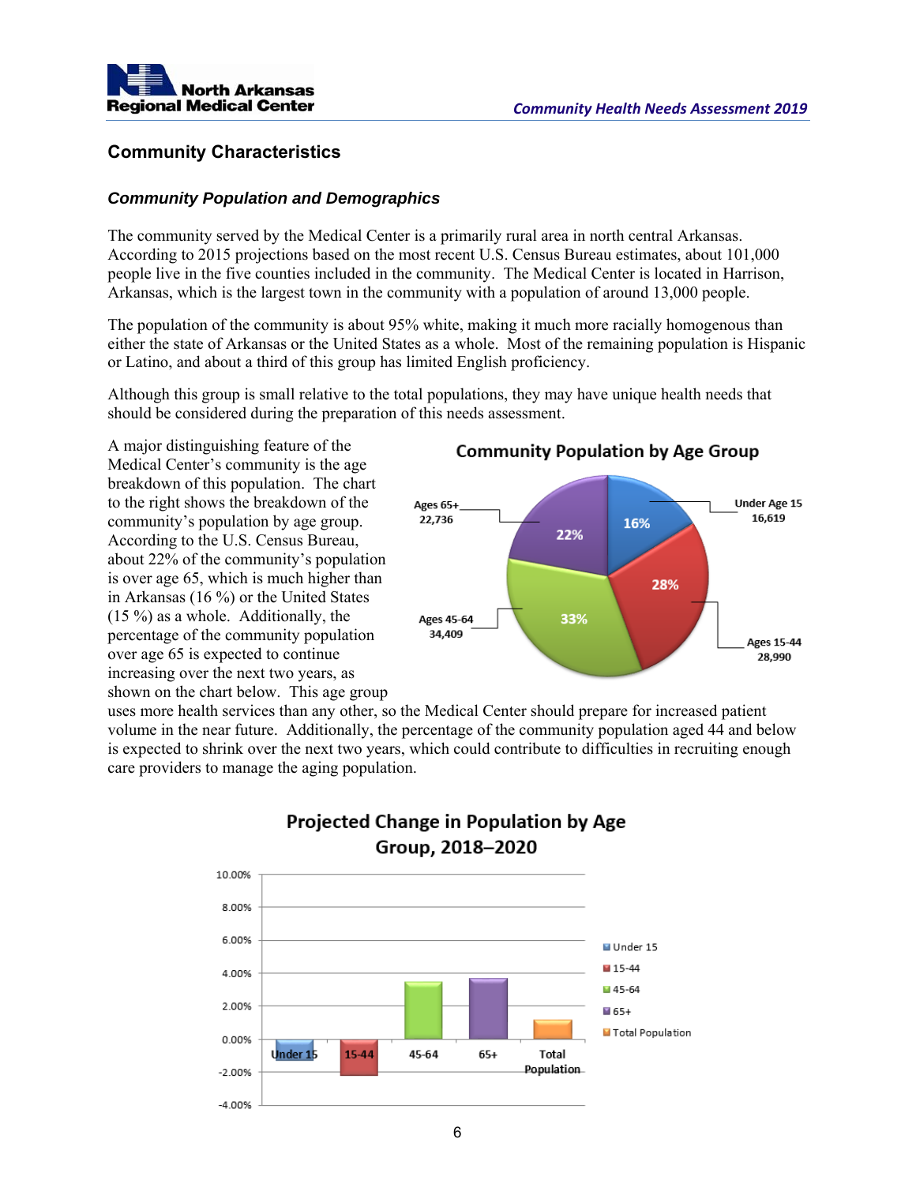## Community Characteristics

### *Community Population and Demographics*

The community served by the Medical Center is a primarily rural area in north central Arkansas. According to 2015 projections based on the most recent U.S. Census Bureau estimates, about 101,000 people live in the five counties included in the community. The Medical Center is located in Harrison, Arkansas, which is the largest town in the community with a population of around 13,000 people.

The population of the community is about 95% white, making it much more racially homogenous than either the state of Arkansas or the United States as a whole. Most of the remaining population is Hispanic or Latino, and about a third of this group has limited English proficiency.

Although this group is small relative to the total populations, they may have unique health needs that should be considered during the preparation of this needs assessment.

A major distinguishing feature of the Medical Center's community is the age breakdown of this population. The chart to the right shows the breakdown of the community's population by age group. According to the U.S. Census Bureau, about 22% of the community's population is over age 65, which is much higher than in Arkansas (16 %) or the United States (15 %) as a whole. Additionally, the percentage of the community population over age 65 is expected to continue increasing over the next two years, as shown on the chart below. This age group uses more health services than any other, so the Medical Center should prepare for increased patient volume in the near future. Additionally, the percentage of the community population aged 44 and below is expected to shrink over the next two years, which could contribute to difficulties in recruiting enough care providers to manage the aging population.

**Community Population by Age Group**

| Age Group | Population | Percent |
|---|---|---|
| Under Age 15 | 16,619 | 16% |
| Ages 15-44 | 28,990 | 28% |
| Ages 45-64 | 34,409 | 33% |
| Ages 65+ | 22,736 | 22% |

**Projected Change in Population by Age Group, 2018–2020**

(Bar chart: Under 15, 15-44, 45-64, 65+, Total Population; y-axis from -4.00% to 10.00%)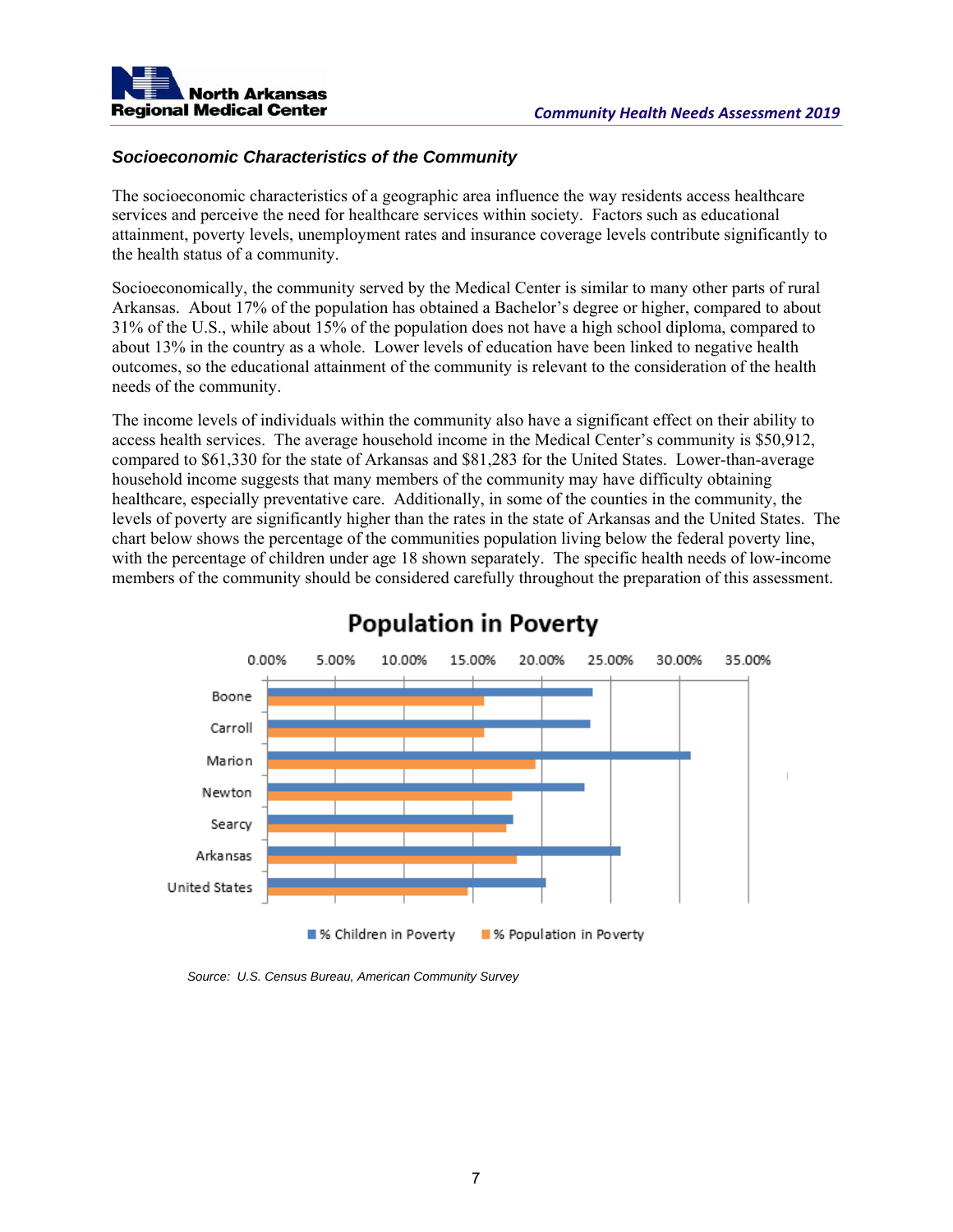### *Socioeconomic Characteristics of the Community*

The socioeconomic characteristics of a geographic area influence the way residents access healthcare services and perceive the need for healthcare services within society. Factors such as educational attainment, poverty levels, unemployment rates and insurance coverage levels contribute significantly to the health status of a community.

Socioeconomically, the community served by the Medical Center is similar to many other parts of rural Arkansas. About 17% of the population has obtained a Bachelor's degree or higher, compared to about 31% of the U.S., while about 15% of the population does not have a high school diploma, compared to about 13% in the country as a whole. Lower levels of education have been linked to negative health outcomes, so the educational attainment of the community is relevant to the consideration of the health needs of the community.

The income levels of individuals within the community also have a significant effect on their ability to access health services. The average household income in the Medical Center's community is $50,912, compared to $61,330 for the state of Arkansas and $81,283 for the United States. Lower-than-average household income suggests that many members of the community may have difficulty obtaining healthcare, especially preventative care. Additionally, in some of the counties in the community, the levels of poverty are significantly higher than the rates in the state of Arkansas and the United States. The chart below shows the percentage of the communities population living below the federal poverty line, with the percentage of children under age 18 shown separately. The specific health needs of low-income members of the community should be considered carefully throughout the preparation of this assessment.

**Population in Poverty**

| | % Children in Poverty | % Population in Poverty |
|---|---|---|
| Boone | ~23.7% | ~15.8% |
| Carroll | ~23.5% | ~15.8% |
| Marion | ~30.8% | ~19.5% |
| Newton | ~23.1% | ~17.8% |
| Searcy | ~17.9% | ~17.4% |
| Arkansas | ~25.7% | ~18.2% |
| United States | ~20.3% | ~14.6% |

*Source: U.S. Census Bureau, American Community Survey*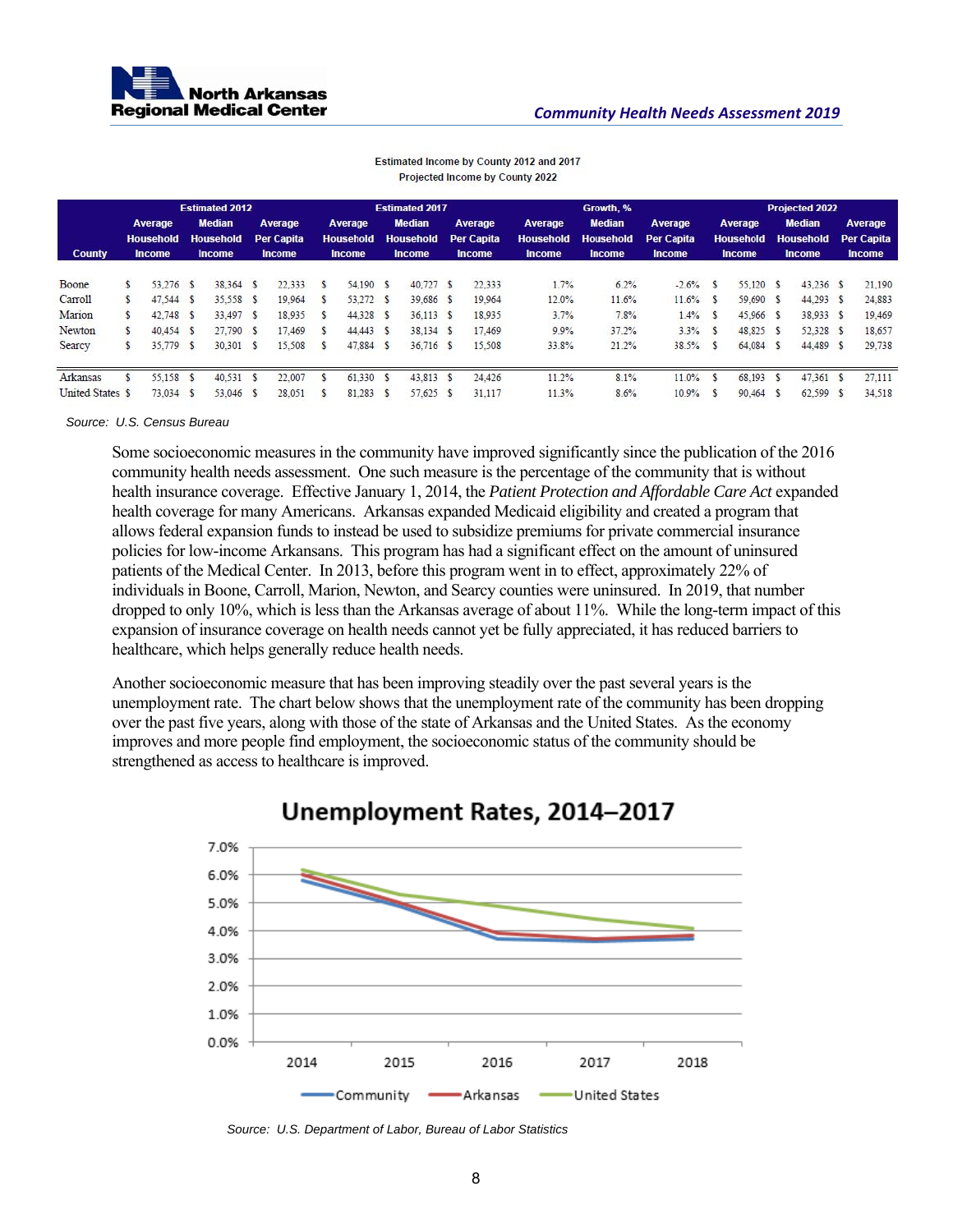Estimated Income by County 2012 and 2017
Projected Income by County 2022

| County | Estimated 2012 | | | Estimated 2017 | | | Growth, % | | | Projected 2022 | | |
|---|---|---|---|---|---|---|---|---|---|---|---|---|
| | Average Household Income | Median Household Income | Average Per Capita Income | Average Household Income | Median Household Income | Average Per Capita Income | Average Household Income | Median Household Income | Average Per Capita Income | Average Household Income | Median Household Income | Average Per Capita Income |
| Boone | $ 53,276 | $ 38,364 | $ 22,333 | $ 54,190 | $ 40,727 | $ 22,333 | 1.7% | 6.2% | -2.6% | $ 55,120 | $ 43,236 | $ 21,190 |
| Carroll | $ 47,544 | $ 35,558 | $ 19,964 | $ 53,272 | $ 39,686 | $ 19,964 | 12.0% | 11.6% | 11.6% | $ 59,690 | $ 44,293 | $ 24,883 |
| Marion | $ 42,748 | $ 33,497 | $ 18,935 | $ 44,328 | $ 36,113 | $ 18,935 | 3.7% | 7.8% | 1.4% | $ 45,966 | $ 38,933 | $ 19,469 |
| Newton | $ 40,454 | $ 27,790 | $ 17,469 | $ 44,443 | $ 38,134 | $ 17,469 | 9.9% | 37.2% | 3.3% | $ 48,825 | $ 52,328 | $ 18,657 |
| Searcy | $ 35,779 | $ 30,301 | $ 15,508 | $ 47,884 | $ 36,716 | $ 15,508 | 33.8% | 21.2% | 38.5% | $ 64,084 | $ 44,489 | $ 29,738 |
| Arkansas | $ 55,158 | $ 40,531 | $ 22,007 | $ 61,330 | $ 43,813 | $ 24,426 | 11.2% | 8.1% | 11.0% | $ 68,193 | $ 47,361 | $ 27,111 |
| United States | $ 73,034 | $ 53,046 | $ 28,051 | $ 81,283 | $ 57,625 | $ 31,117 | 11.3% | 8.6% | 10.9% | $ 90,464 | $ 62,599 | $ 34,518 |

*Source: U.S. Census Bureau*

Some socioeconomic measures in the community have improved significantly since the publication of the 2016 community health needs assessment. One such measure is the percentage of the community that is without health insurance coverage. Effective January 1, 2014, the *Patient Protection and Affordable Care Act* expanded health coverage for many Americans. Arkansas expanded Medicaid eligibility and created a program that allows federal expansion funds to instead be used to subsidize premiums for private commercial insurance policies for low-income Arkansans. This program has had a significant effect on the amount of uninsured patients of the Medical Center. In 2013, before this program went in to effect, approximately 22% of individuals in Boone, Carroll, Marion, Newton, and Searcy counties were uninsured. In 2019, that number dropped to only 10%, which is less than the Arkansas average of about 11%. While the long-term impact of this expansion of insurance coverage on health needs cannot yet be fully appreciated, it has reduced barriers to healthcare, which helps generally reduce health needs.

Another socioeconomic measure that has been improving steadily over the past several years is the unemployment rate. The chart below shows that the unemployment rate of the community has been dropping over the past five years, along with those of the state of Arkansas and the United States. As the economy improves and more people find employment, the socioeconomic status of the community should be strengthened as access to healthcare is improved.

**Unemployment Rates, 2014–2017**

*Source: U.S. Department of Labor, Bureau of Labor Statistics*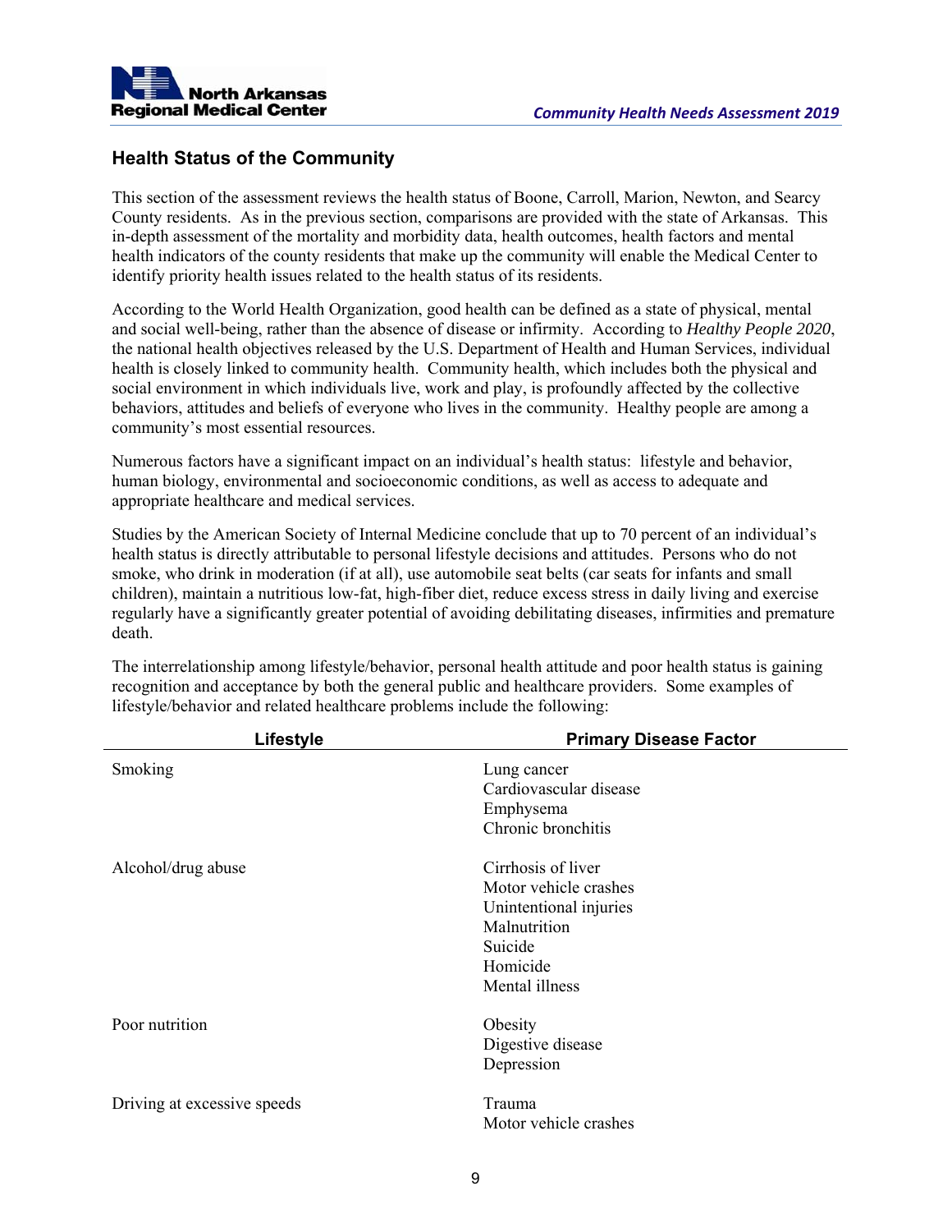## Health Status of the Community

This section of the assessment reviews the health status of Boone, Carroll, Marion, Newton, and Searcy County residents. As in the previous section, comparisons are provided with the state of Arkansas. This in-depth assessment of the mortality and morbidity data, health outcomes, health factors and mental health indicators of the county residents that make up the community will enable the Medical Center to identify priority health issues related to the health status of its residents.

According to the World Health Organization, good health can be defined as a state of physical, mental and social well-being, rather than the absence of disease or infirmity. According to *Healthy People 2020*, the national health objectives released by the U.S. Department of Health and Human Services, individual health is closely linked to community health. Community health, which includes both the physical and social environment in which individuals live, work and play, is profoundly affected by the collective behaviors, attitudes and beliefs of everyone who lives in the community. Healthy people are among a community's most essential resources.

Numerous factors have a significant impact on an individual's health status: lifestyle and behavior, human biology, environmental and socioeconomic conditions, as well as access to adequate and appropriate healthcare and medical services.

Studies by the American Society of Internal Medicine conclude that up to 70 percent of an individual's health status is directly attributable to personal lifestyle decisions and attitudes. Persons who do not smoke, who drink in moderation (if at all), use automobile seat belts (car seats for infants and small children), maintain a nutritious low-fat, high-fiber diet, reduce excess stress in daily living and exercise regularly have a significantly greater potential of avoiding debilitating diseases, infirmities and premature death.

The interrelationship among lifestyle/behavior, personal health attitude and poor health status is gaining recognition and acceptance by both the general public and healthcare providers. Some examples of lifestyle/behavior and related healthcare problems include the following:

| Lifestyle | Primary Disease Factor |
|---|---|
| Smoking | Lung cancer<br>Cardiovascular disease<br>Emphysema<br>Chronic bronchitis |
| Alcohol/drug abuse | Cirrhosis of liver<br>Motor vehicle crashes<br>Unintentional injuries<br>Malnutrition<br>Suicide<br>Homicide<br>Mental illness |
| Poor nutrition | Obesity<br>Digestive disease<br>Depression |
| Driving at excessive speeds | Trauma<br>Motor vehicle crashes |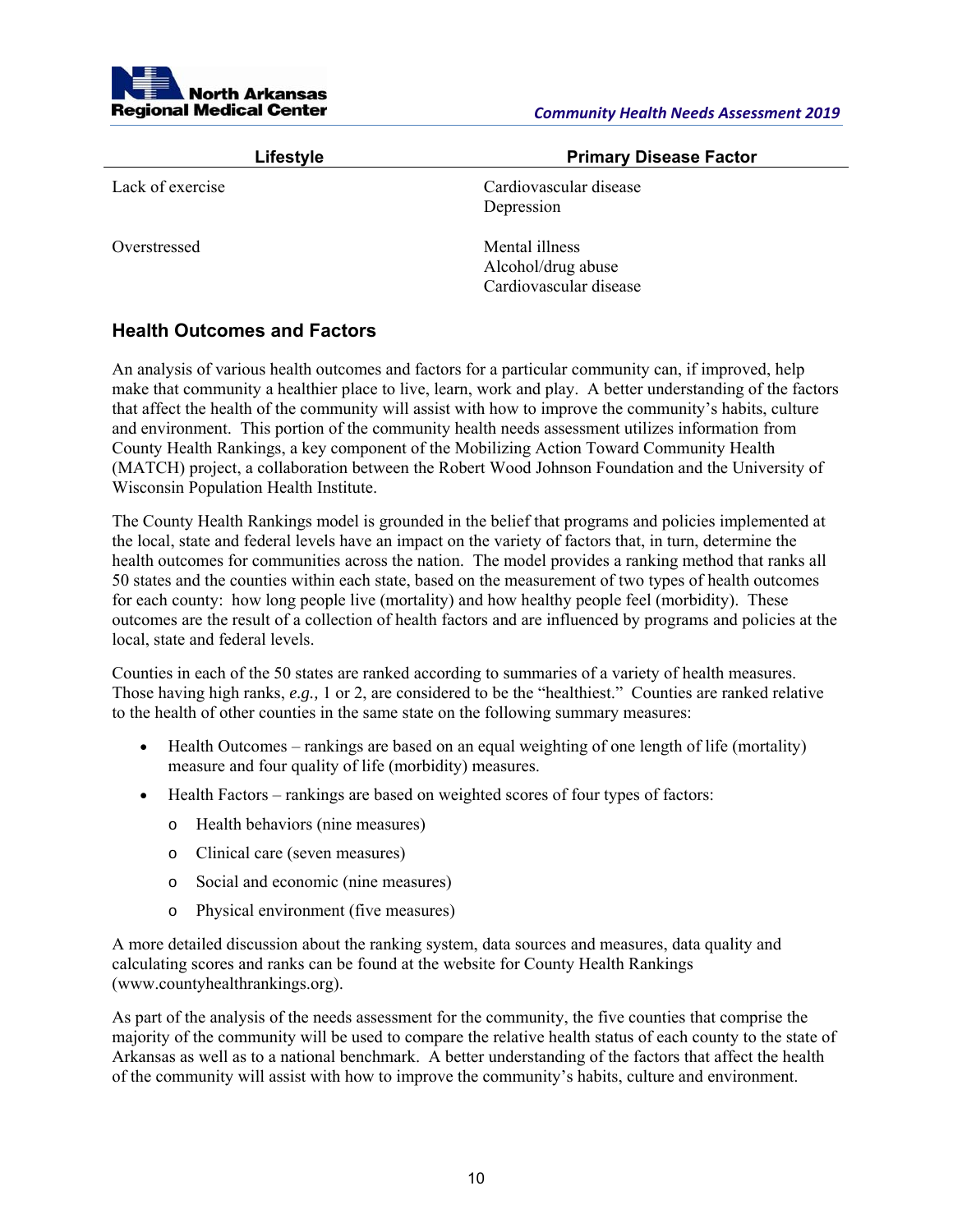| Lifestyle | Primary Disease Factor |
|---|---|
| Lack of exercise | Cardiovascular disease<br>Depression |
| Overstressed | Mental illness<br>Alcohol/drug abuse<br>Cardiovascular disease |

## Health Outcomes and Factors

An analysis of various health outcomes and factors for a particular community can, if improved, help make that community a healthier place to live, learn, work and play. A better understanding of the factors that affect the health of the community will assist with how to improve the community's habits, culture and environment. This portion of the community health needs assessment utilizes information from County Health Rankings, a key component of the Mobilizing Action Toward Community Health (MATCH) project, a collaboration between the Robert Wood Johnson Foundation and the University of Wisconsin Population Health Institute.

The County Health Rankings model is grounded in the belief that programs and policies implemented at the local, state and federal levels have an impact on the variety of factors that, in turn, determine the health outcomes for communities across the nation. The model provides a ranking method that ranks all 50 states and the counties within each state, based on the measurement of two types of health outcomes for each county: how long people live (mortality) and how healthy people feel (morbidity). These outcomes are the result of a collection of health factors and are influenced by programs and policies at the local, state and federal levels.

Counties in each of the 50 states are ranked according to summaries of a variety of health measures. Those having high ranks, *e.g.,* 1 or 2, are considered to be the "healthiest." Counties are ranked relative to the health of other counties in the same state on the following summary measures:

- Health Outcomes – rankings are based on an equal weighting of one length of life (mortality) measure and four quality of life (morbidity) measures.
- Health Factors – rankings are based on weighted scores of four types of factors:
  - Health behaviors (nine measures)
  - Clinical care (seven measures)
  - Social and economic (nine measures)
  - Physical environment (five measures)

A more detailed discussion about the ranking system, data sources and measures, data quality and calculating scores and ranks can be found at the website for County Health Rankings (www.countyhealthrankings.org).

As part of the analysis of the needs assessment for the community, the five counties that comprise the majority of the community will be used to compare the relative health status of each county to the state of Arkansas as well as to a national benchmark. A better understanding of the factors that affect the health of the community will assist with how to improve the community's habits, culture and environment.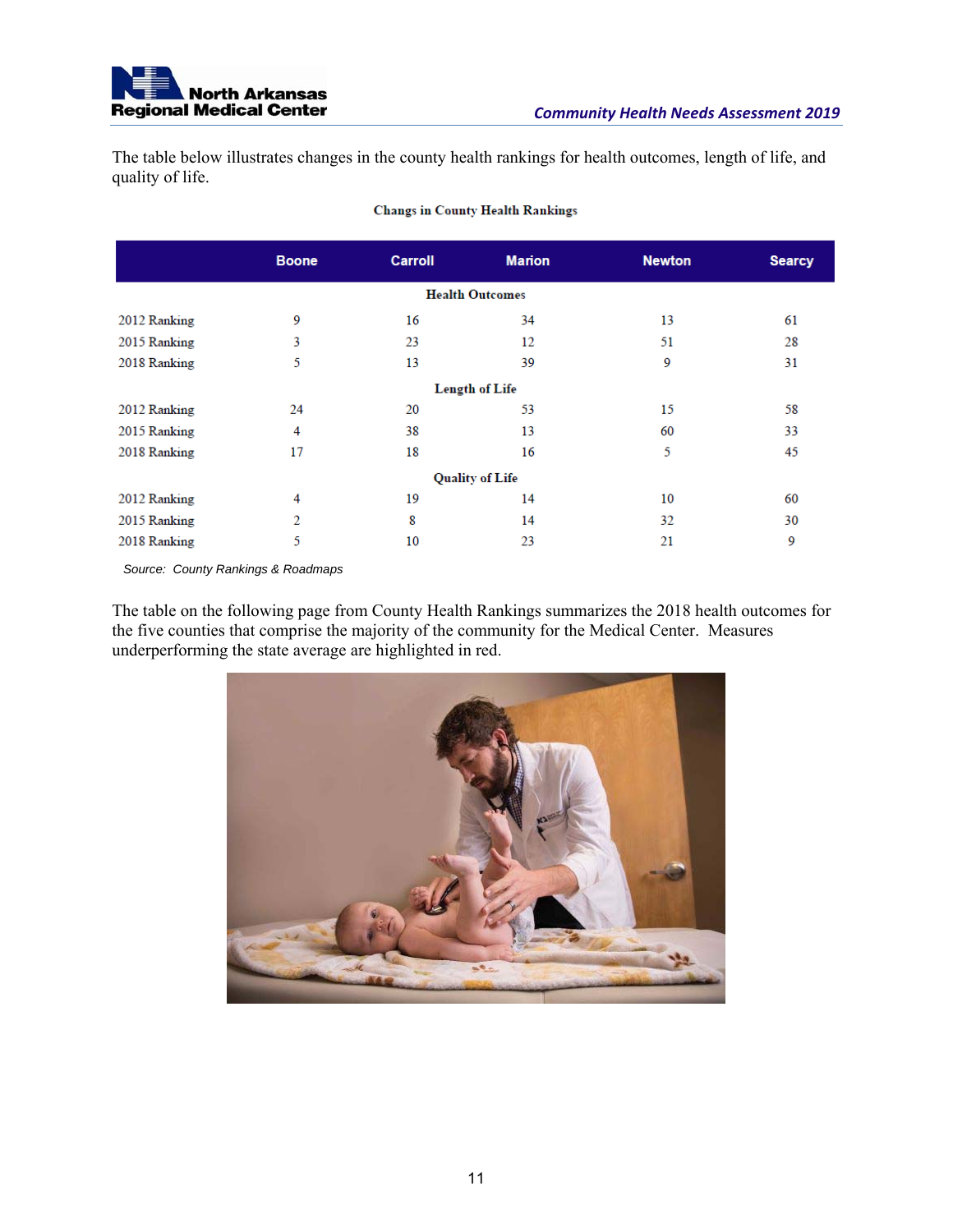The table below illustrates changes in the county health rankings for health outcomes, length of life, and quality of life.

**Changs in County Health Rankings**

| | Boone | Carroll | Marion | Newton | Searcy |
|---|---|---|---|---|---|
| **Health Outcomes** | | | | | |
| 2012 Ranking | 9 | 16 | 34 | 13 | 61 |
| 2015 Ranking | 3 | 23 | 12 | 51 | 28 |
| 2018 Ranking | 5 | 13 | 39 | 9 | 31 |
| **Length of Life** | | | | | |
| 2012 Ranking | 24 | 20 | 53 | 15 | 58 |
| 2015 Ranking | 4 | 38 | 13 | 60 | 33 |
| 2018 Ranking | 17 | 18 | 16 | 5 | 45 |
| **Quality of Life** | | | | | |
| 2012 Ranking | 4 | 19 | 14 | 10 | 60 |
| 2015 Ranking | 2 | 8 | 14 | 32 | 30 |
| 2018 Ranking | 5 | 10 | 23 | 21 | 9 |

Source: *County Rankings & Roadmaps*

The table on the following page from County Health Rankings summarizes the 2018 health outcomes for the five counties that comprise the majority of the community for the Medical Center. Measures underperforming the state average are highlighted in red.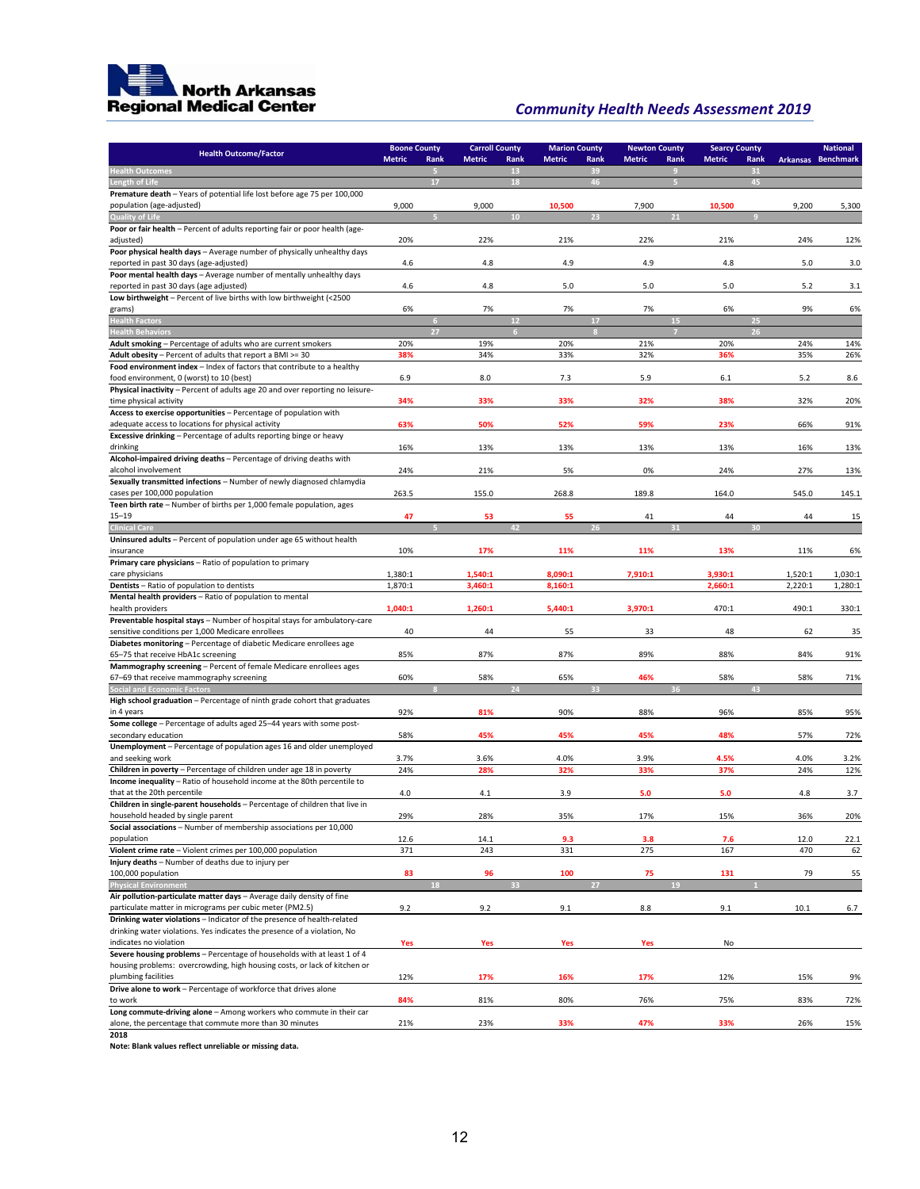## Community Health Needs Assessment 2019

| Health Outcome/Factor | Boone County | | Carroll County | | Marion County | | Newton County | | Searcy County | | Arkansas | National |
|---|---|---|---|---|---|---|---|---|---|---|---|---|
| | Metric | Rank | Metric | Rank | Metric | Rank | Metric | Rank | Metric | Rank | | Benchmark |
| **Health Outcomes** | | 5 | | 13 | | 39 | | 9 | | 31 | | |
| **Length of Life** | | 17 | | 18 | | 46 | | 5 | | 45 | | |
| **Premature death** – Years of potential life lost before age 75 per 100,000 population (age-adjusted) | 9,000 | | 9,000 | | 10,500 | | 7,900 | | 10,500 | | 9,200 | 5,300 |
| **Quality of Life** | | 5 | | 10 | | 23 | | 21 | | 9 | | |
| **Poor or fair health** – Percent of adults reporting fair or poor health (age-adjusted) | 20% | | 22% | | 21% | | 22% | | 21% | | 24% | 12% |
| **Poor physical health days** – Average number of physically unhealthy days reported in past 30 days (age-adjusted) | 4.6 | | 4.8 | | 4.9 | | 4.9 | | 4.8 | | 5.0 | 3.0 |
| **Poor mental health days** – Average number of mentally unhealthy days reported in past 30 days (age adjusted) | 4.6 | | 4.8 | | 5.0 | | 5.0 | | 5.0 | | 5.2 | 3.1 |
| **Low birthweight** – Percent of live births with low birthweight (<2500 grams) | 6% | | 7% | | 7% | | 7% | | 6% | | 9% | 6% |
| **Health Factors** | | 6 | | 12 | | 17 | | 15 | | 25 | | |
| **Health Behaviors** | | 27 | | 6 | | 8 | | 7 | | 26 | | |
| **Adult smoking** – Percentage of adults who are current smokers | 20% | | 19% | | 20% | | 21% | | 20% | | 24% | 14% |
| **Adult obesity** – Percent of adults that report a BMI >= 30 | 38% | | 34% | | 33% | | 32% | | 36% | | 35% | 26% |
| **Food environment index** – Index of factors that contribute to a healthy food environment, 0 (worst) to 10 (best) | 6.9 | | 8.0 | | 7.3 | | 5.9 | | 6.1 | | 5.2 | 8.6 |
| **Physical inactivity** – Percent of adults age 20 and over reporting no leisure-time physical activity | 34% | | 33% | | 33% | | 32% | | 38% | | 32% | 20% |
| **Access to exercise opportunities** – Percentage of population with adequate access to locations for physical activity | 63% | | 50% | | 52% | | 59% | | 23% | | 66% | 91% |
| **Excessive drinking** – Percentage of adults reporting binge or heavy drinking | 16% | | 13% | | 13% | | 13% | | 13% | | 16% | 13% |
| **Alcohol-impaired driving deaths** – Percentage of driving deaths with alcohol involvement | 24% | | 21% | | 5% | | 0% | | 24% | | 27% | 13% |
| **Sexually transmitted infections** – Number of newly diagnosed chlamydia cases per 100,000 population | 263.5 | | 155.0 | | 268.8 | | 189.8 | | 164.0 | | 545.0 | 145.1 |
| **Teen birth rate** – Number of births per 1,000 female population, ages 15–19 | 47 | | 53 | | 55 | | 41 | | 44 | | 44 | 15 |
| **Clinical Care** | | 5 | | 42 | | 26 | | 31 | | 30 | | |
| **Uninsured adults** – Percent of population under age 65 without health insurance | 10% | | 17% | | 11% | | 11% | | 13% | | 11% | 6% |
| **Primary care physicians** – Ratio of population to primary care physicians | 1,380:1 | | 1,540:1 | | 8,090:1 | | 7,910:1 | | 3,930:1 | | 1,520:1 | 1,030:1 |
| **Dentists** – Ratio of population to dentists | 1,870:1 | | 3,460:1 | | 8,160:1 | | | | 2,660:1 | | 2,220:1 | 1,280:1 |
| **Mental health providers** – Ratio of population to mental health providers | 1,040:1 | | 1,260:1 | | 5,440:1 | | 3,970:1 | | 470:1 | | 490:1 | 330:1 |
| **Preventable hospital stays** – Number of hospital stays for ambulatory-care sensitive conditions per 1,000 Medicare enrollees | 40 | | 44 | | 55 | | 33 | | 48 | | 62 | 35 |
| **Diabetes monitoring** – Percentage of diabetic Medicare enrollees age 65–75 that receive HbA1c screening | 85% | | 87% | | 87% | | 89% | | 88% | | 84% | 91% |
| **Mammography screening** – Percent of female Medicare enrollees ages 67–69 that receive mammography screening | 60% | | 58% | | 65% | | 46% | | 58% | | 58% | 71% |
| **Social and Economic Factors** | | 8 | | 24 | | 33 | | 36 | | 43 | | |
| **High school graduation** – Percentage of ninth grade cohort that graduates in 4 years | 92% | | 81% | | 90% | | 88% | | 96% | | 85% | 95% |
| **Some college** – Percentage of adults aged 25–44 years with some post-secondary education | 58% | | 45% | | 45% | | 45% | | 48% | | 57% | 72% |
| **Unemployment** – Percentage of population ages 16 and older unemployed and seeking work | 3.7% | | 3.6% | | 4.0% | | 3.9% | | 4.5% | | 4.0% | 3.2% |
| **Children in poverty** – Percentage of children under age 18 in poverty | 24% | | 28% | | 32% | | 33% | | 37% | | 24% | 12% |
| **Income inequality** – Ratio of household income at the 80th percentile to that at the 20th percentile | 4.0 | | 4.1 | | 3.9 | | 5.0 | | 5.0 | | 4.8 | 3.7 |
| **Children in single-parent households** – Percentage of children that live in household headed by single parent | 29% | | 28% | | 35% | | 17% | | 15% | | 36% | 20% |
| **Social associations** – Number of membership associations per 10,000 population | 12.6 | | 14.1 | | 9.3 | | 3.8 | | 7.6 | | 12.0 | 22.1 |
| **Violent crime rate** – Violent crimes per 100,000 population | 371 | | 243 | | 331 | | 275 | | 167 | | 470 | 62 |
| **Injury deaths** – Number of deaths due to injury per 100,000 population | 83 | | 96 | | 100 | | 75 | | 131 | | 79 | 55 |
| **Physical Environment** | | 18 | | 33 | | 27 | | 19 | | 1 | | |
| **Air pollution-particulate matter days** – Average daily density of fine particulate matter in micrograms per cubic meter (PM2.5) | 9.2 | | 9.2 | | 9.1 | | 8.8 | | 9.1 | | 10.1 | 6.7 |
| **Drinking water violations** – Indicator of the presence of health-related drinking water violations. Yes indicates the presence of a violation, No indicates no violation | Yes | | Yes | | Yes | | Yes | | No | | | |
| **Severe housing problems** – Percentage of households with at least 1 of 4 housing problems: overcrowding, high housing costs, or lack of kitchen or plumbing facilities | 12% | | 17% | | 16% | | 17% | | 12% | | 15% | 9% |
| **Drive alone to work** – Percentage of workforce that drives alone to work | 84% | | 81% | | 80% | | 76% | | 75% | | 83% | 72% |
| **Long commute-driving alone** – Among workers who commute in their car alone, the percentage that commute more than 30 minutes | 21% | | 23% | | 33% | | 47% | | 33% | | 26% | 15% |

**2018**

**Note: Blank values reflect unreliable or missing data.**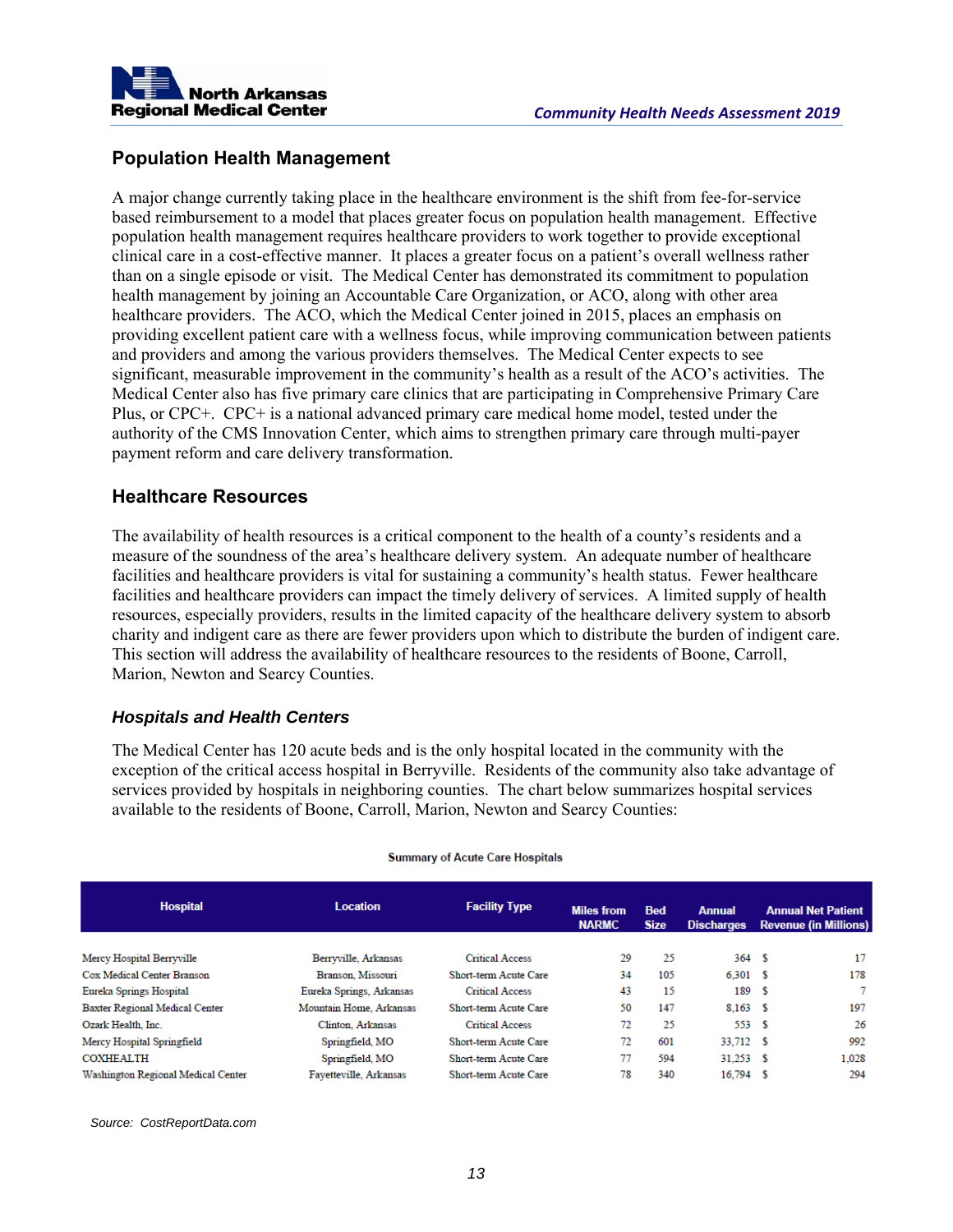## Population Health Management

A major change currently taking place in the healthcare environment is the shift from fee-for-service based reimbursement to a model that places greater focus on population health management. Effective population health management requires healthcare providers to work together to provide exceptional clinical care in a cost-effective manner. It places a greater focus on a patient's overall wellness rather than on a single episode or visit. The Medical Center has demonstrated its commitment to population health management by joining an Accountable Care Organization, or ACO, along with other area healthcare providers. The ACO, which the Medical Center joined in 2015, places an emphasis on providing excellent patient care with a wellness focus, while improving communication between patients and providers and among the various providers themselves. The Medical Center expects to see significant, measurable improvement in the community's health as a result of the ACO's activities. The Medical Center also has five primary care clinics that are participating in Comprehensive Primary Care Plus, or CPC+. CPC+ is a national advanced primary care medical home model, tested under the authority of the CMS Innovation Center, which aims to strengthen primary care through multi-payer payment reform and care delivery transformation.

## Healthcare Resources

The availability of health resources is a critical component to the health of a county's residents and a measure of the soundness of the area's healthcare delivery system. An adequate number of healthcare facilities and healthcare providers is vital for sustaining a community's health status. Fewer healthcare facilities and healthcare providers can impact the timely delivery of services. A limited supply of health resources, especially providers, results in the limited capacity of the healthcare delivery system to absorb charity and indigent care as there are fewer providers upon which to distribute the burden of indigent care. This section will address the availability of healthcare resources to the residents of Boone, Carroll, Marion, Newton and Searcy Counties.

### *Hospitals and Health Centers*

The Medical Center has 120 acute beds and is the only hospital located in the community with the exception of the critical access hospital in Berryville. Residents of the community also take advantage of services provided by hospitals in neighboring counties. The chart below summarizes hospital services available to the residents of Boone, Carroll, Marion, Newton and Searcy Counties:

**Summary of Acute Care Hospitals**

| Hospital | Location | Facility Type | Miles from NARMC | Bed Size | Annual Discharges | Annual Net Patient Revenue (in Millions) |
|---|---|---|---|---|---|---|
| Mercy Hospital Berryville | Berryville, Arkansas | Critical Access | 29 | 25 | 364 | $ 17 |
| Cox Medical Center Branson | Branson, Missouri | Short-term Acute Care | 34 | 105 | 6,301 | $ 178 |
| Eureka Springs Hospital | Eureka Springs, Arkansas | Critical Access | 43 | 15 | 189 | $ 7 |
| Baxter Regional Medical Center | Mountain Home, Arkansas | Short-term Acute Care | 50 | 147 | 8,163 | $ 197 |
| Ozark Health, Inc. | Clinton, Arkansas | Critical Access | 72 | 25 | 553 | $ 26 |
| Mercy Hospital Springfield | Springfield, MO | Short-term Acute Care | 72 | 601 | 33,712 | $ 992 |
| COXHEALTH | Springfield, MO | Short-term Acute Care | 77 | 594 | 31,253 | $ 1,028 |
| Washington Regional Medical Center | Fayetteville, Arkansas | Short-term Acute Care | 78 | 340 | 16,794 | $ 294 |

Source: CostReportData.com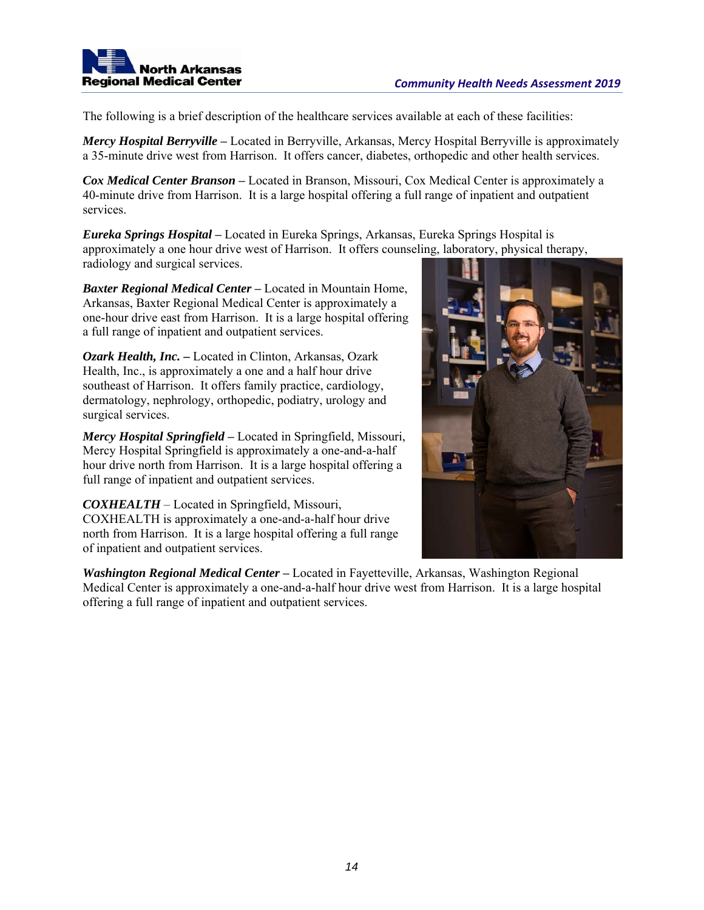The following is a brief description of the healthcare services available at each of these facilities:

***Mercy Hospital Berryville* –** Located in Berryville, Arkansas, Mercy Hospital Berryville is approximately a 35-minute drive west from Harrison. It offers cancer, diabetes, orthopedic and other health services.

***Cox Medical Center Branson* –** Located in Branson, Missouri, Cox Medical Center is approximately a 40-minute drive from Harrison. It is a large hospital offering a full range of inpatient and outpatient services.

***Eureka Springs Hospital* –** Located in Eureka Springs, Arkansas, Eureka Springs Hospital is approximately a one hour drive west of Harrison. It offers counseling, laboratory, physical therapy, radiology and surgical services.

***Baxter Regional Medical Center* –** Located in Mountain Home, Arkansas, Baxter Regional Medical Center is approximately a one-hour drive east from Harrison. It is a large hospital offering a full range of inpatient and outpatient services.

***Ozark Health, Inc.* –** Located in Clinton, Arkansas, Ozark Health, Inc., is approximately a one and a half hour drive southeast of Harrison. It offers family practice, cardiology, dermatology, nephrology, orthopedic, podiatry, urology and surgical services.

***Mercy Hospital Springfield* –** Located in Springfield, Missouri, Mercy Hospital Springfield is approximately a one-and-a-half hour drive north from Harrison. It is a large hospital offering a full range of inpatient and outpatient services.

***COXHEALTH*** – Located in Springfield, Missouri, COXHEALTH is approximately a one-and-a-half hour drive north from Harrison. It is a large hospital offering a full range of inpatient and outpatient services.

***Washington Regional Medical Center* –** Located in Fayetteville, Arkansas, Washington Regional Medical Center is approximately a one-and-a-half hour drive west from Harrison. It is a large hospital offering a full range of inpatient and outpatient services.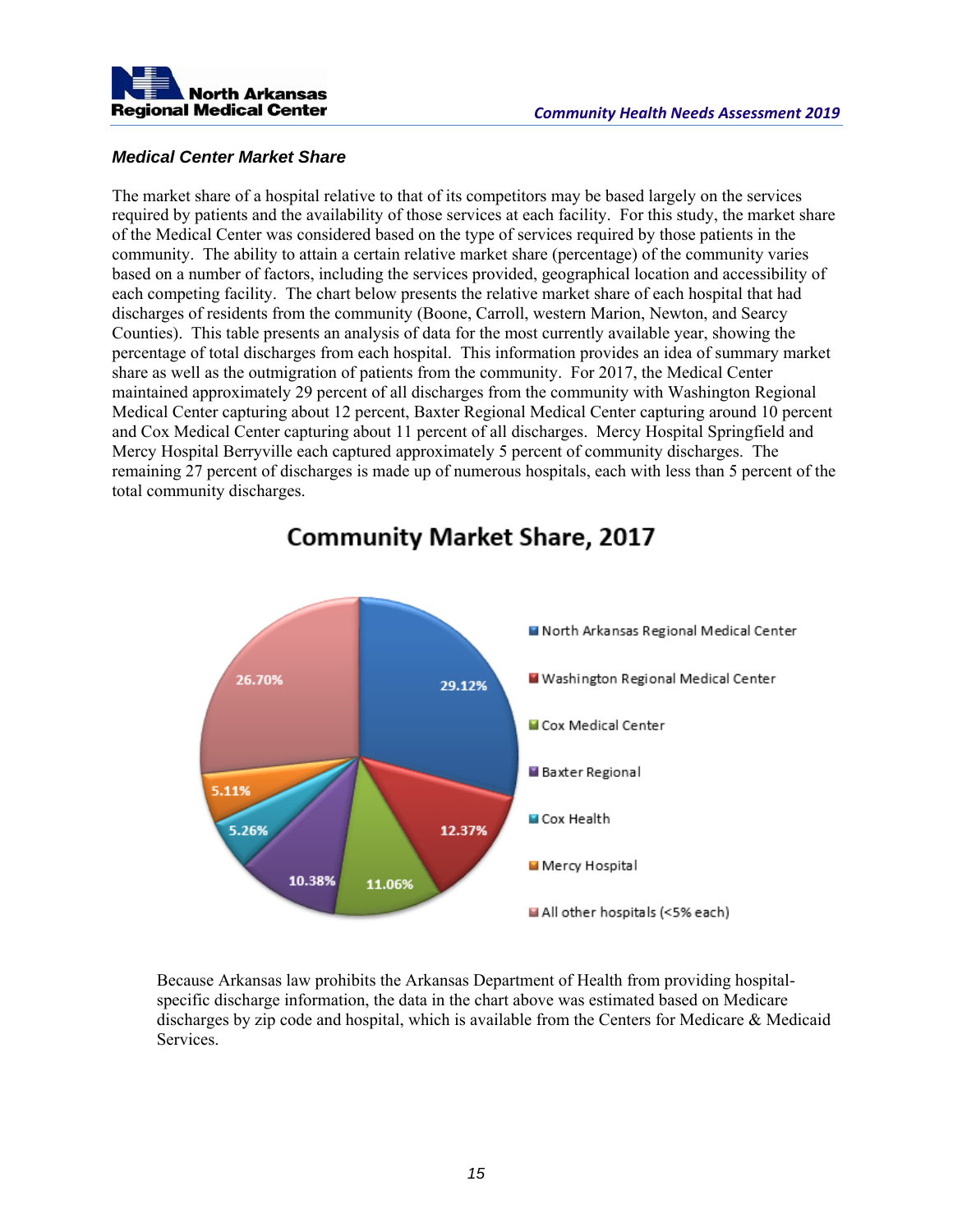### *Medical Center Market Share*

The market share of a hospital relative to that of its competitors may be based largely on the services required by patients and the availability of those services at each facility. For this study, the market share of the Medical Center was considered based on the type of services required by those patients in the community. The ability to attain a certain relative market share (percentage) of the community varies based on a number of factors, including the services provided, geographical location and accessibility of each competing facility. The chart below presents the relative market share of each hospital that had discharges of residents from the community (Boone, Carroll, western Marion, Newton, and Searcy Counties). This table presents an analysis of data for the most currently available year, showing the percentage of total discharges from each hospital. This information provides an idea of summary market share as well as the outmigration of patients from the community. For 2017, the Medical Center maintained approximately 29 percent of all discharges from the community with Washington Regional Medical Center capturing about 12 percent, Baxter Regional Medical Center capturing around 10 percent and Cox Medical Center capturing about 11 percent of all discharges. Mercy Hospital Springfield and Mercy Hospital Berryville each captured approximately 5 percent of community discharges. The remaining 27 percent of discharges is made up of numerous hospitals, each with less than 5 percent of the total community discharges.

**Community Market Share, 2017**

| Hospital | Market Share |
|---|---|
| North Arkansas Regional Medical Center | 29.12% |
| Washington Regional Medical Center | 12.37% |
| Cox Medical Center | 11.06% |
| Baxter Regional | 10.38% |
| Cox Health | 5.26% |
| Mercy Hospital | 5.11% |
| All other hospitals (<5% each) | 26.70% |

Because Arkansas law prohibits the Arkansas Department of Health from providing hospital-specific discharge information, the data in the chart above was estimated based on Medicare discharges by zip code and hospital, which is available from the Centers for Medicare & Medicaid Services.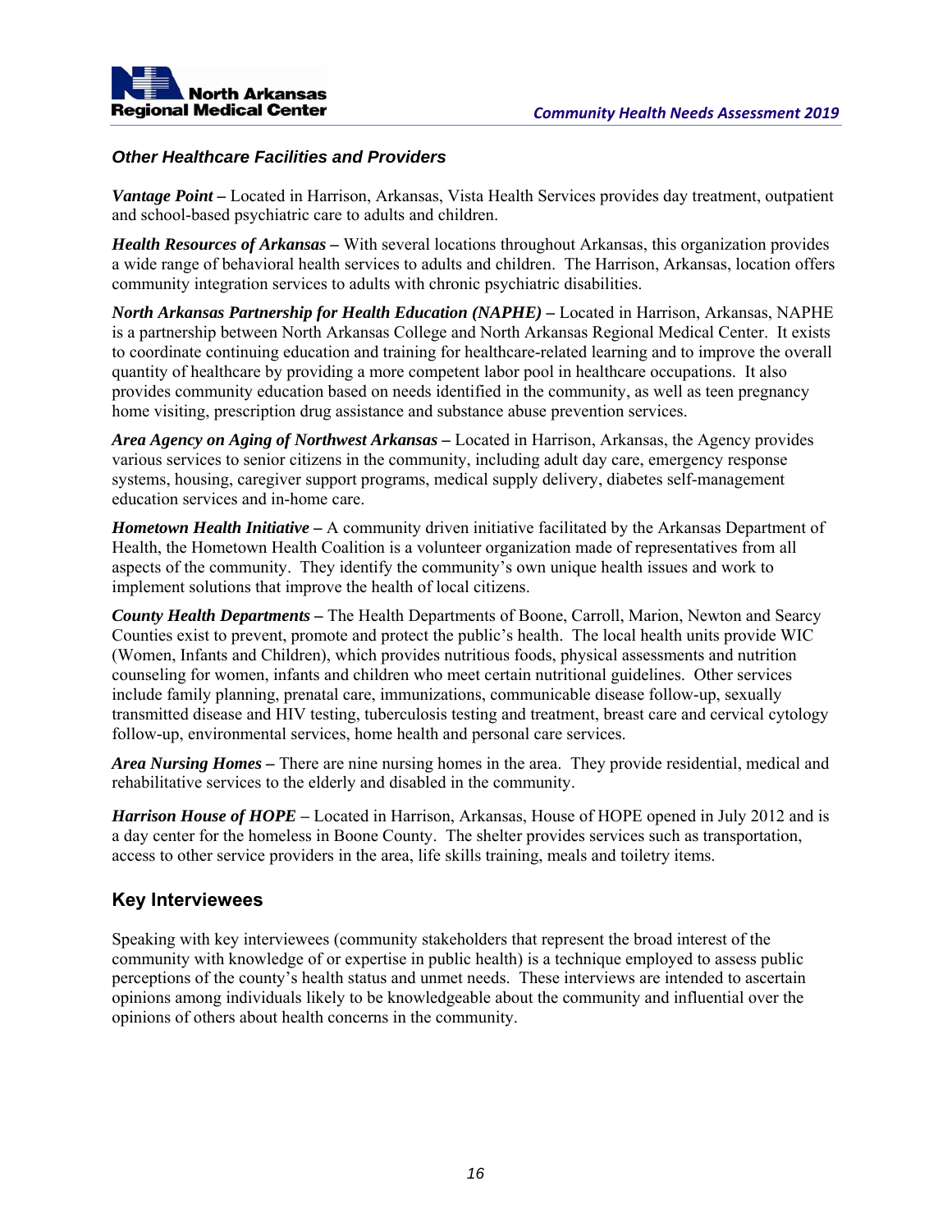### *Other Healthcare Facilities and Providers*

***Vantage Point –*** Located in Harrison, Arkansas, Vista Health Services provides day treatment, outpatient and school-based psychiatric care to adults and children.

***Health Resources of Arkansas –*** With several locations throughout Arkansas, this organization provides a wide range of behavioral health services to adults and children. The Harrison, Arkansas, location offers community integration services to adults with chronic psychiatric disabilities.

***North Arkansas Partnership for Health Education (NAPHE) –*** Located in Harrison, Arkansas, NAPHE is a partnership between North Arkansas College and North Arkansas Regional Medical Center. It exists to coordinate continuing education and training for healthcare-related learning and to improve the overall quantity of healthcare by providing a more competent labor pool in healthcare occupations. It also provides community education based on needs identified in the community, as well as teen pregnancy home visiting, prescription drug assistance and substance abuse prevention services.

***Area Agency on Aging of Northwest Arkansas –*** Located in Harrison, Arkansas, the Agency provides various services to senior citizens in the community, including adult day care, emergency response systems, housing, caregiver support programs, medical supply delivery, diabetes self-management education services and in-home care.

***Hometown Health Initiative –*** A community driven initiative facilitated by the Arkansas Department of Health, the Hometown Health Coalition is a volunteer organization made of representatives from all aspects of the community. They identify the community's own unique health issues and work to implement solutions that improve the health of local citizens.

***County Health Departments –*** The Health Departments of Boone, Carroll, Marion, Newton and Searcy Counties exist to prevent, promote and protect the public's health. The local health units provide WIC (Women, Infants and Children), which provides nutritious foods, physical assessments and nutrition counseling for women, infants and children who meet certain nutritional guidelines. Other services include family planning, prenatal care, immunizations, communicable disease follow-up, sexually transmitted disease and HIV testing, tuberculosis testing and treatment, breast care and cervical cytology follow-up, environmental services, home health and personal care services.

***Area Nursing Homes –*** There are nine nursing homes in the area. They provide residential, medical and rehabilitative services to the elderly and disabled in the community.

***Harrison House of HOPE –*** Located in Harrison, Arkansas, House of HOPE opened in July 2012 and is a day center for the homeless in Boone County. The shelter provides services such as transportation, access to other service providers in the area, life skills training, meals and toiletry items.

## Key Interviewees

Speaking with key interviewees (community stakeholders that represent the broad interest of the community with knowledge of or expertise in public health) is a technique employed to assess public perceptions of the county's health status and unmet needs. These interviews are intended to ascertain opinions among individuals likely to be knowledgeable about the community and influential over the opinions of others about health concerns in the community.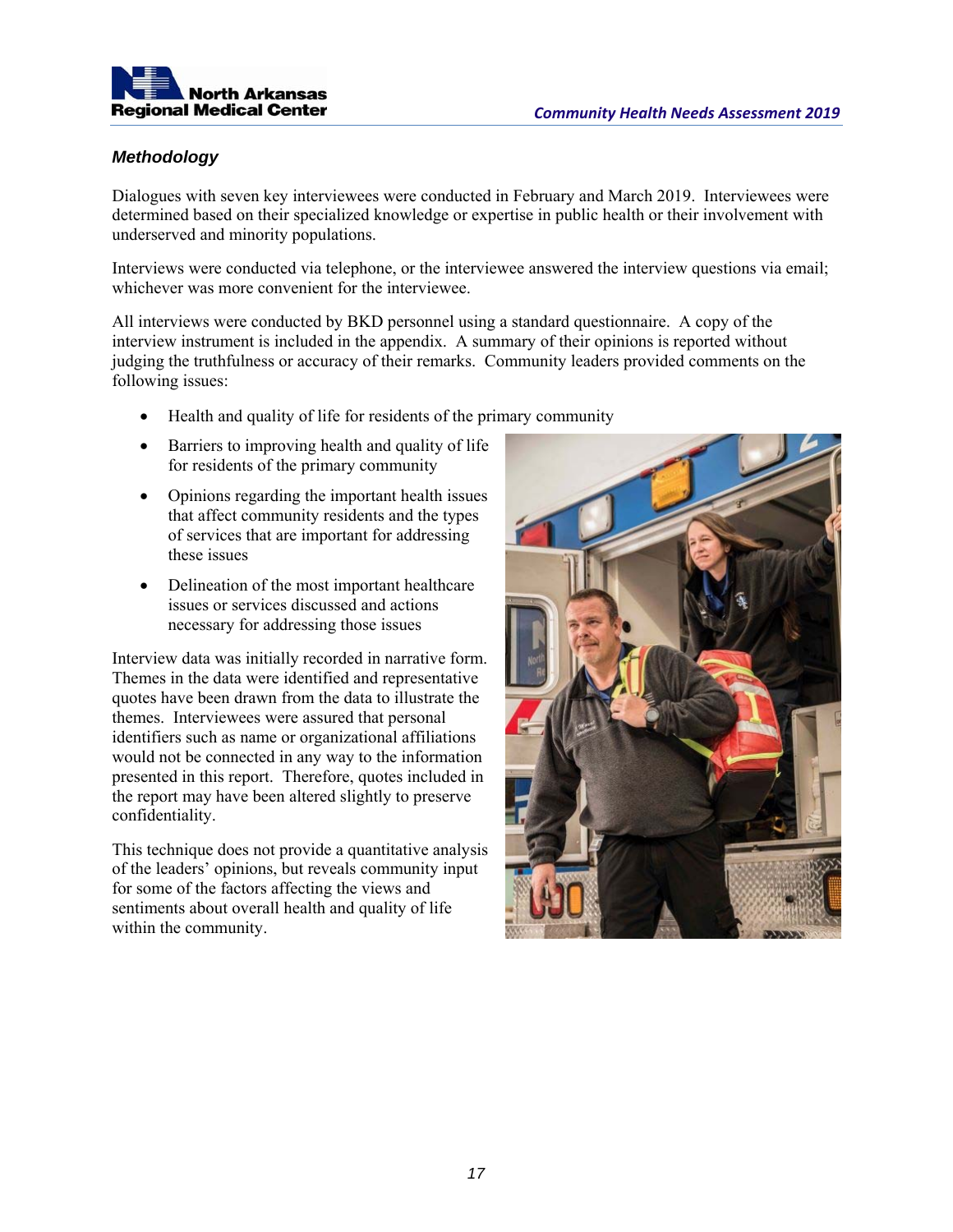### *Methodology*

Dialogues with seven key interviewees were conducted in February and March 2019. Interviewees were determined based on their specialized knowledge or expertise in public health or their involvement with underserved and minority populations.

Interviews were conducted via telephone, or the interviewee answered the interview questions via email; whichever was more convenient for the interviewee.

All interviews were conducted by BKD personnel using a standard questionnaire. A copy of the interview instrument is included in the appendix. A summary of their opinions is reported without judging the truthfulness or accuracy of their remarks. Community leaders provided comments on the following issues:

- Health and quality of life for residents of the primary community
- Barriers to improving health and quality of life for residents of the primary community
- Opinions regarding the important health issues that affect community residents and the types of services that are important for addressing these issues
- Delineation of the most important healthcare issues or services discussed and actions necessary for addressing those issues

Interview data was initially recorded in narrative form. Themes in the data were identified and representative quotes have been drawn from the data to illustrate the themes. Interviewees were assured that personal identifiers such as name or organizational affiliations would not be connected in any way to the information presented in this report. Therefore, quotes included in the report may have been altered slightly to preserve confidentiality.

This technique does not provide a quantitative analysis of the leaders' opinions, but reveals community input for some of the factors affecting the views and sentiments about overall health and quality of life within the community.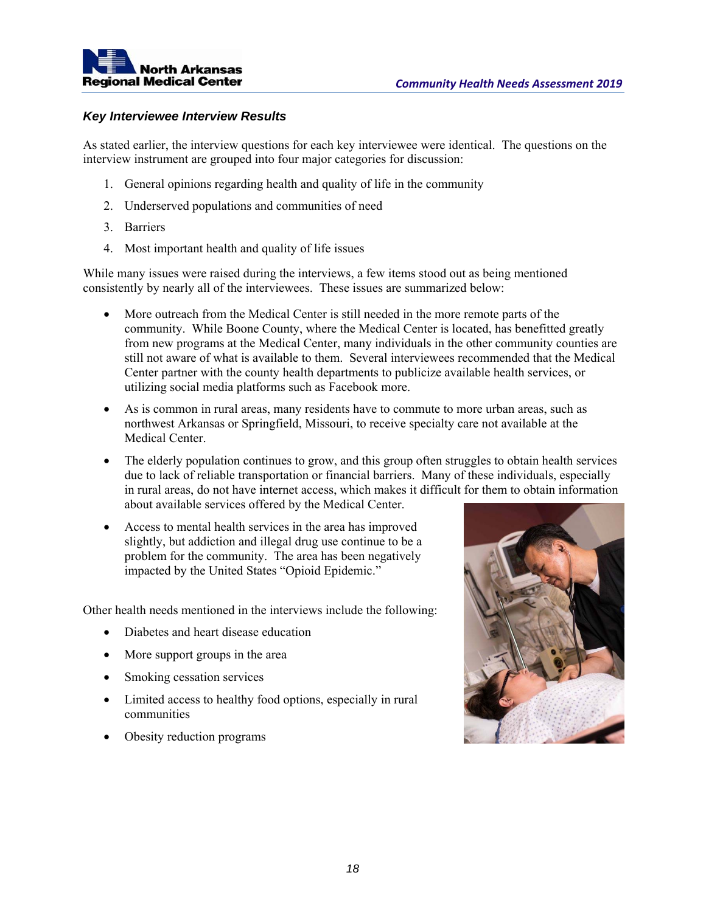### *Key Interviewee Interview Results*

As stated earlier, the interview questions for each key interviewee were identical. The questions on the interview instrument are grouped into four major categories for discussion:

1. General opinions regarding health and quality of life in the community
2. Underserved populations and communities of need
3. Barriers
4. Most important health and quality of life issues

While many issues were raised during the interviews, a few items stood out as being mentioned consistently by nearly all of the interviewees. These issues are summarized below:

- More outreach from the Medical Center is still needed in the more remote parts of the community. While Boone County, where the Medical Center is located, has benefitted greatly from new programs at the Medical Center, many individuals in the other community counties are still not aware of what is available to them. Several interviewees recommended that the Medical Center partner with the county health departments to publicize available health services, or utilizing social media platforms such as Facebook more.
- As is common in rural areas, many residents have to commute to more urban areas, such as northwest Arkansas or Springfield, Missouri, to receive specialty care not available at the Medical Center.
- The elderly population continues to grow, and this group often struggles to obtain health services due to lack of reliable transportation or financial barriers. Many of these individuals, especially in rural areas, do not have internet access, which makes it difficult for them to obtain information about available services offered by the Medical Center.
- Access to mental health services in the area has improved slightly, but addiction and illegal drug use continue to be a problem for the community. The area has been negatively impacted by the United States "Opioid Epidemic."

Other health needs mentioned in the interviews include the following:

- Diabetes and heart disease education
- More support groups in the area
- Smoking cessation services
- Limited access to healthy food options, especially in rural communities
- Obesity reduction programs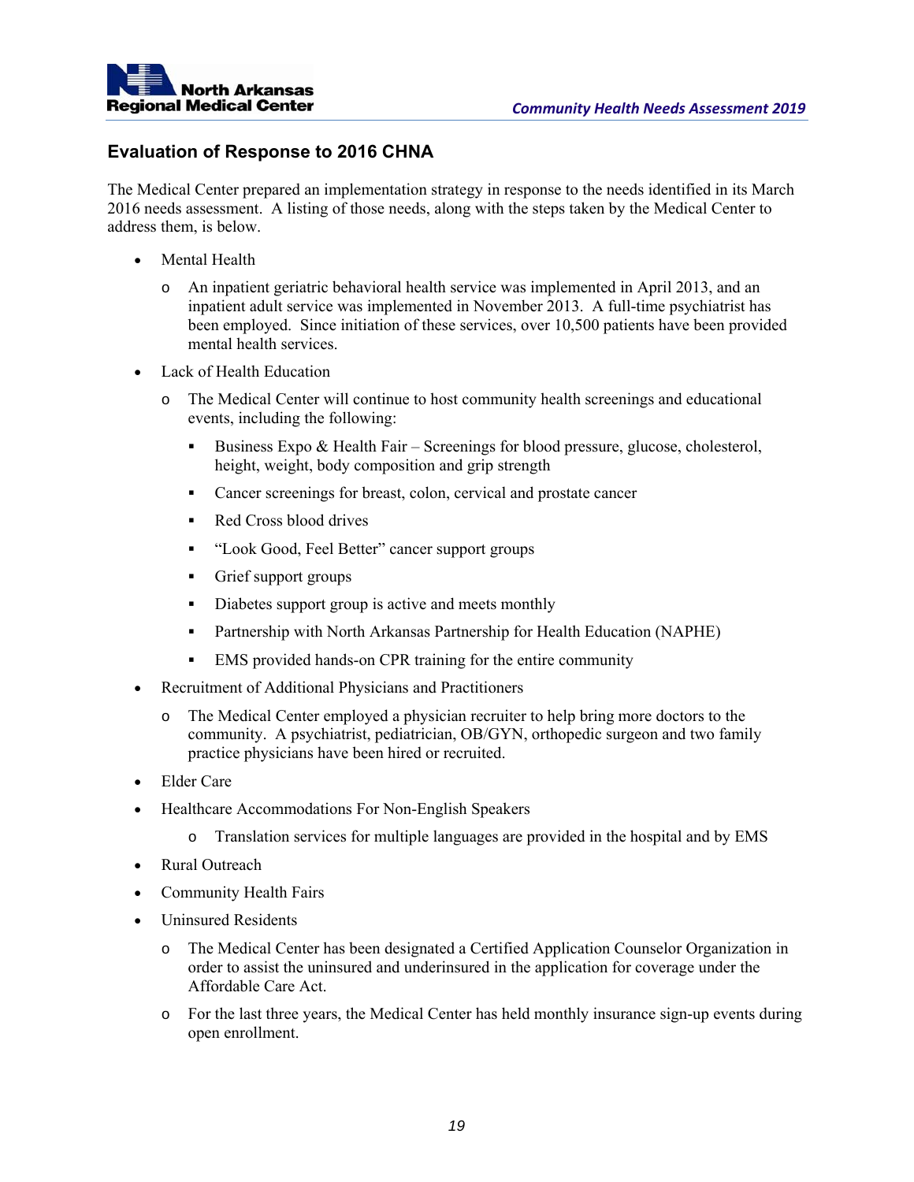## Evaluation of Response to 2016 CHNA

The Medical Center prepared an implementation strategy in response to the needs identified in its March 2016 needs assessment. A listing of those needs, along with the steps taken by the Medical Center to address them, is below.

- Mental Health
  - An inpatient geriatric behavioral health service was implemented in April 2013, and an inpatient adult service was implemented in November 2013. A full-time psychiatrist has been employed. Since initiation of these services, over 10,500 patients have been provided mental health services.
- Lack of Health Education
  - The Medical Center will continue to host community health screenings and educational events, including the following:
    - Business Expo & Health Fair – Screenings for blood pressure, glucose, cholesterol, height, weight, body composition and grip strength
    - Cancer screenings for breast, colon, cervical and prostate cancer
    - Red Cross blood drives
    - "Look Good, Feel Better" cancer support groups
    - Grief support groups
    - Diabetes support group is active and meets monthly
    - Partnership with North Arkansas Partnership for Health Education (NAPHE)
    - EMS provided hands-on CPR training for the entire community
- Recruitment of Additional Physicians and Practitioners
  - The Medical Center employed a physician recruiter to help bring more doctors to the community. A psychiatrist, pediatrician, OB/GYN, orthopedic surgeon and two family practice physicians have been hired or recruited.
- Elder Care
- Healthcare Accommodations For Non-English Speakers
  - Translation services for multiple languages are provided in the hospital and by EMS
- Rural Outreach
- Community Health Fairs
- Uninsured Residents
  - The Medical Center has been designated a Certified Application Counselor Organization in order to assist the uninsured and underinsured in the application for coverage under the Affordable Care Act.
  - For the last three years, the Medical Center has held monthly insurance sign-up events during open enrollment.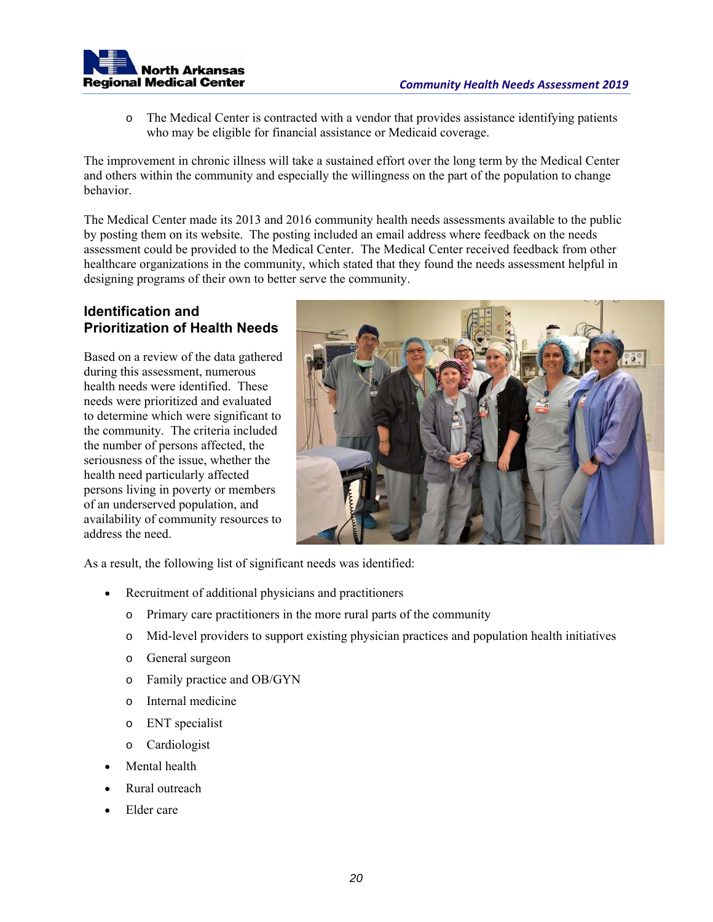- The Medical Center is contracted with a vendor that provides assistance identifying patients who may be eligible for financial assistance or Medicaid coverage.

The improvement in chronic illness will take a sustained effort over the long term by the Medical Center and others within the community and especially the willingness on the part of the population to change behavior.

The Medical Center made its 2013 and 2016 community health needs assessments available to the public by posting them on its website. The posting included an email address where feedback on the needs assessment could be provided to the Medical Center. The Medical Center received feedback from other healthcare organizations in the community, which stated that they found the needs assessment helpful in designing programs of their own to better serve the community.

## Identification and Prioritization of Health Needs

Based on a review of the data gathered during this assessment, numerous health needs were identified. These needs were prioritized and evaluated to determine which were significant to the community. The criteria included the number of persons affected, the seriousness of the issue, whether the health need particularly affected persons living in poverty or members of an underserved population, and availability of community resources to address the need.

As a result, the following list of significant needs was identified:

- Recruitment of additional physicians and practitioners
  - Primary care practitioners in the more rural parts of the community
  - Mid-level providers to support existing physician practices and population health initiatives
  - General surgeon
  - Family practice and OB/GYN
  - Internal medicine
  - ENT specialist
  - Cardiologist
- Mental health
- Rural outreach
- Elder care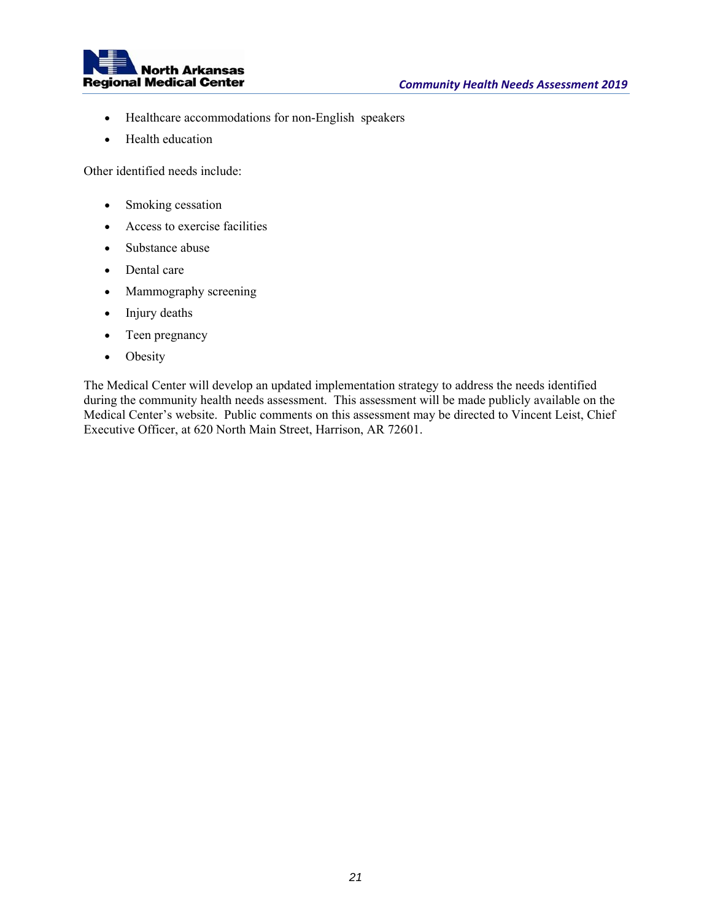- Healthcare accommodations for non-English speakers
- Health education

Other identified needs include:

- Smoking cessation
- Access to exercise facilities
- Substance abuse
- Dental care
- Mammography screening
- Injury deaths
- Teen pregnancy
- Obesity

The Medical Center will develop an updated implementation strategy to address the needs identified during the community health needs assessment. This assessment will be made publicly available on the Medical Center's website. Public comments on this assessment may be directed to Vincent Leist, Chief Executive Officer, at 620 North Main Street, Harrison, AR 72601.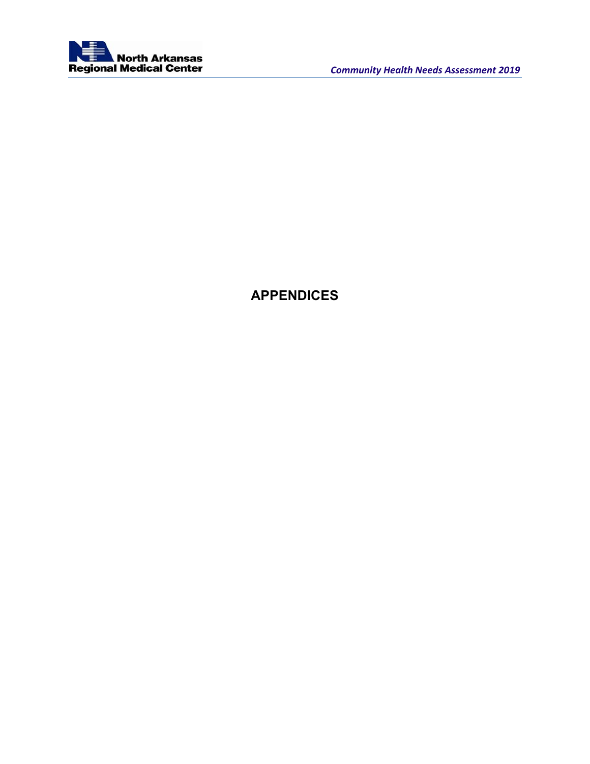# APPENDICES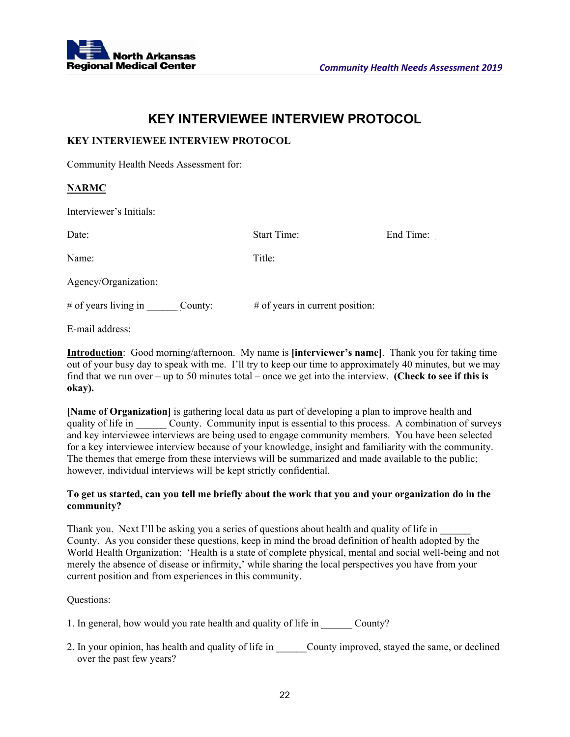# KEY INTERVIEWEE INTERVIEW PROTOCOL

**KEY INTERVIEWEE INTERVIEW PROTOCOL**

Community Health Needs Assessment for:

**NARMC**

Interviewer's Initials:

Date: Start Time: End Time:

Name: Title:

Agency/Organization:

# of years living in ______ County: # of years in current position:

E-mail address:

**Introduction**: Good morning/afternoon. My name is **[interviewer's name]**. Thank you for taking time out of your busy day to speak with me. I'll try to keep our time to approximately 40 minutes, but we may find that we run over – up to 50 minutes total – once we get into the interview. **(Check to see if this is okay).**

**[Name of Organization]** is gathering local data as part of developing a plan to improve health and quality of life in ______ County. Community input is essential to this process. A combination of surveys and key interviewee interviews are being used to engage community members. You have been selected for a key interviewee interview because of your knowledge, insight and familiarity with the community. The themes that emerge from these interviews will be summarized and made available to the public; however, individual interviews will be kept strictly confidential.

**To get us started, can you tell me briefly about the work that you and your organization do in the community?**

Thank you. Next I'll be asking you a series of questions about health and quality of life in ______ County. As you consider these questions, keep in mind the broad definition of health adopted by the World Health Organization: 'Health is a state of complete physical, mental and social well-being and not merely the absence of disease or infirmity,' while sharing the local perspectives you have from your current position and from experiences in this community.

Questions:

1. In general, how would you rate health and quality of life in ______ County?

2. In your opinion, has health and quality of life in ______County improved, stayed the same, or declined over the past few years?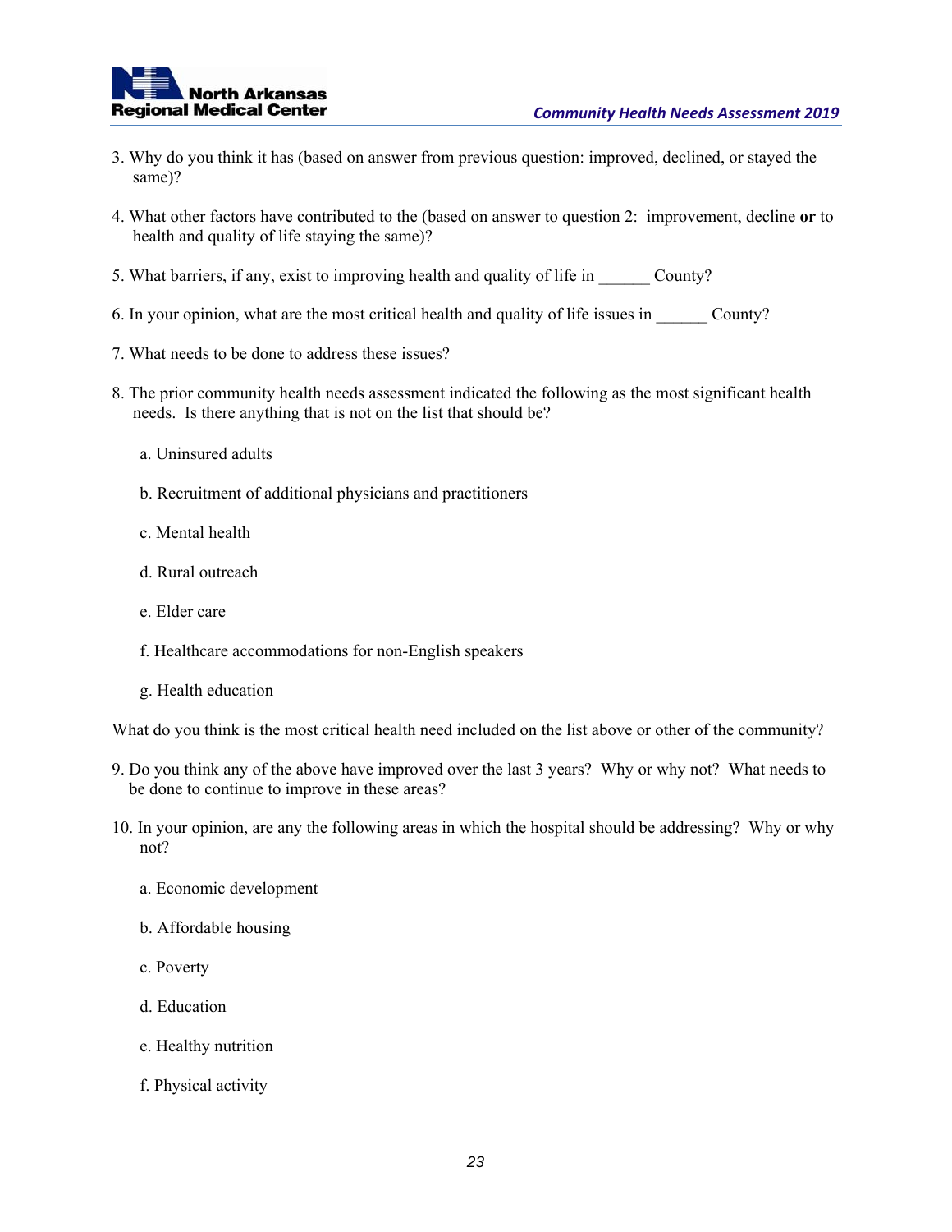3. Why do you think it has (based on answer from previous question: improved, declined, or stayed the same)?

4. What other factors have contributed to the (based on answer to question 2: improvement, decline **or** to health and quality of life staying the same)?

5. What barriers, if any, exist to improving health and quality of life in ______ County?

6. In your opinion, what are the most critical health and quality of life issues in ______ County?

7. What needs to be done to address these issues?

8. The prior community health needs assessment indicated the following as the most significant health needs. Is there anything that is not on the list that should be?

   a. Uninsured adults

   b. Recruitment of additional physicians and practitioners

   c. Mental health

   d. Rural outreach

   e. Elder care

   f. Healthcare accommodations for non-English speakers

   g. Health education

What do you think is the most critical health need included on the list above or other of the community?

9. Do you think any of the above have improved over the last 3 years? Why or why not? What needs to be done to continue to improve in these areas?

10. In your opinion, are any the following areas in which the hospital should be addressing? Why or why not?

    a. Economic development

    b. Affordable housing

    c. Poverty

    d. Education

    e. Healthy nutrition

    f. Physical activity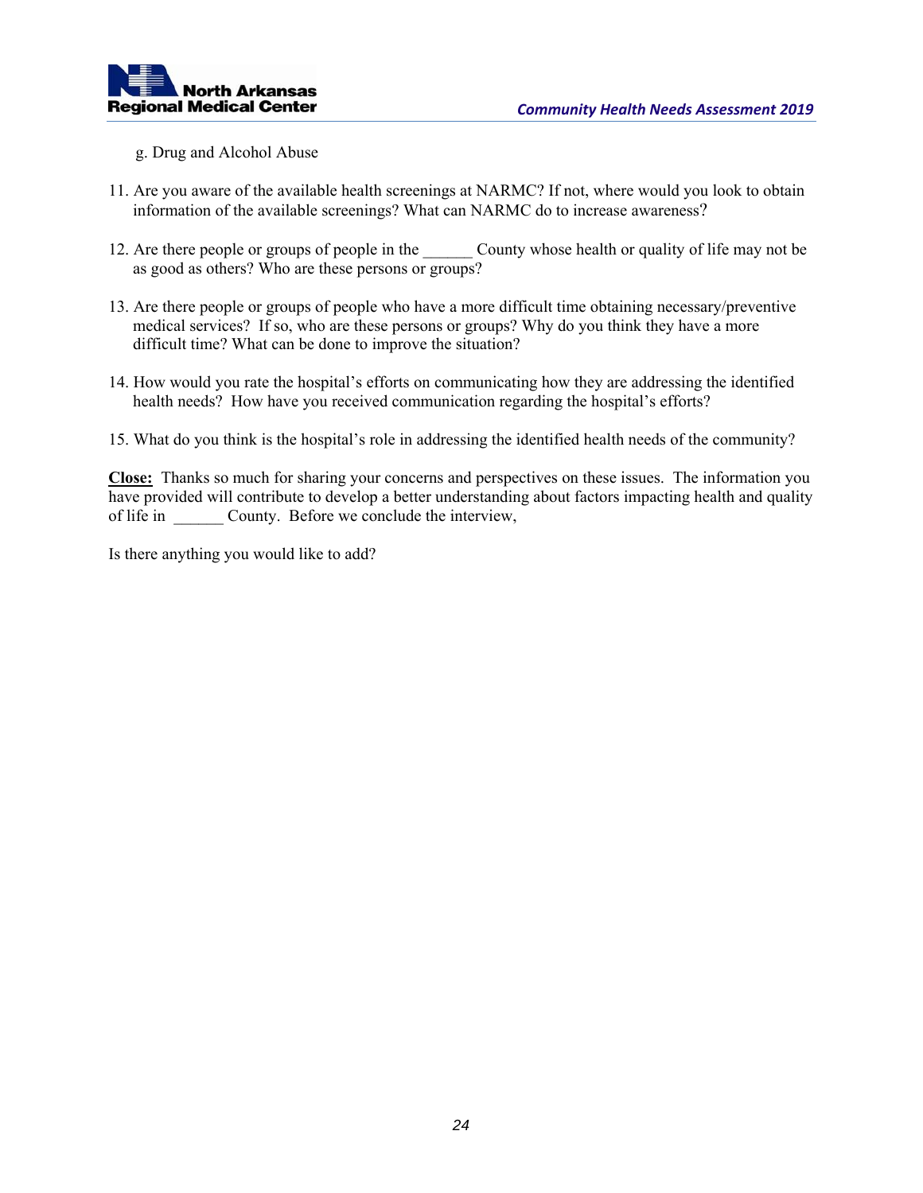g. Drug and Alcohol Abuse

11. Are you aware of the available health screenings at NARMC? If not, where would you look to obtain information of the available screenings? What can NARMC do to increase awareness?

12. Are there people or groups of people in the ______ County whose health or quality of life may not be as good as others? Who are these persons or groups?

13. Are there people or groups of people who have a more difficult time obtaining necessary/preventive medical services? If so, who are these persons or groups? Why do you think they have a more difficult time? What can be done to improve the situation?

14. How would you rate the hospital's efforts on communicating how they are addressing the identified health needs? How have you received communication regarding the hospital's efforts?

15. What do you think is the hospital's role in addressing the identified health needs of the community?

**Close:** Thanks so much for sharing your concerns and perspectives on these issues. The information you have provided will contribute to develop a better understanding about factors impacting health and quality of life in ______ County. Before we conclude the interview,

Is there anything you would like to add?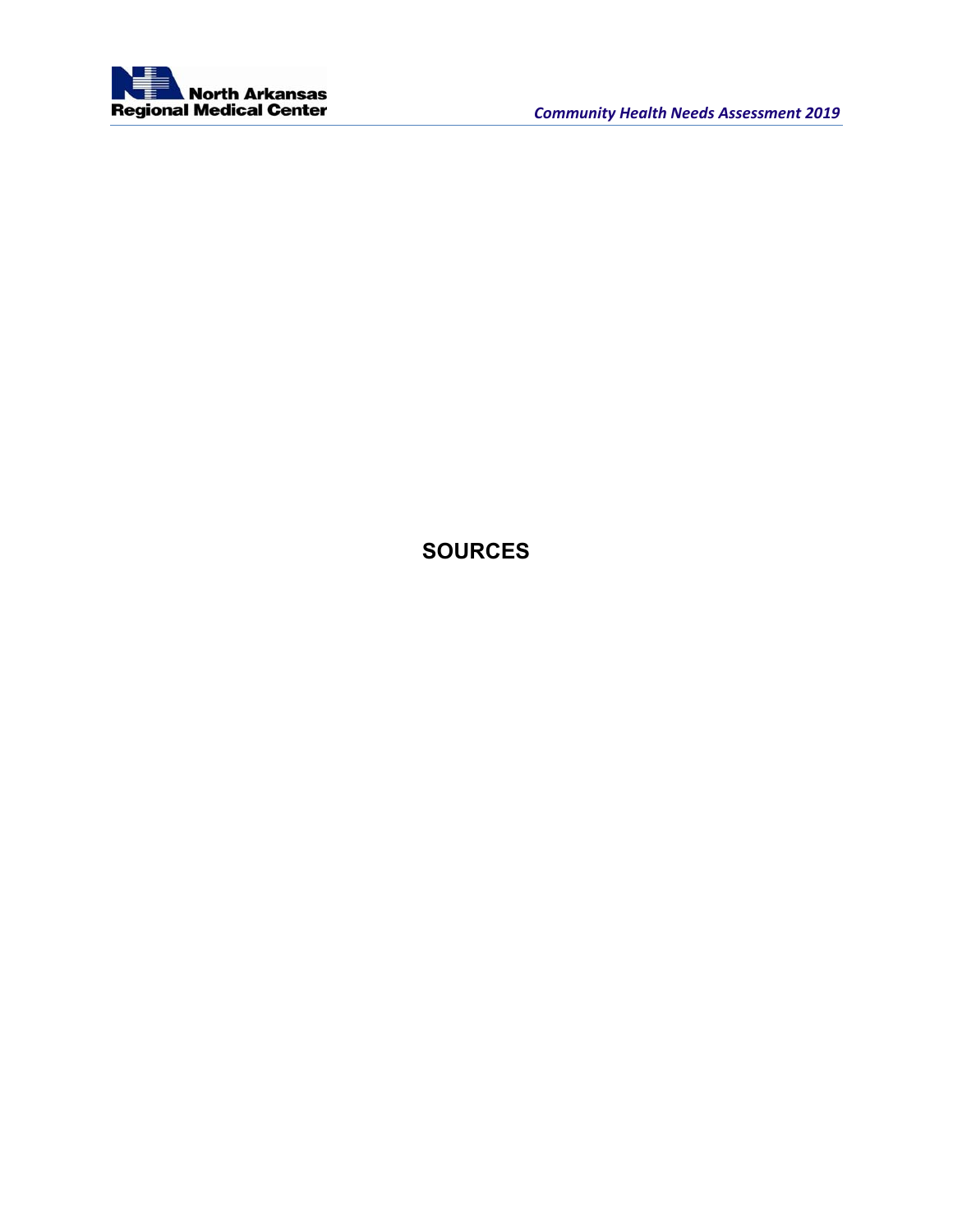# SOURCES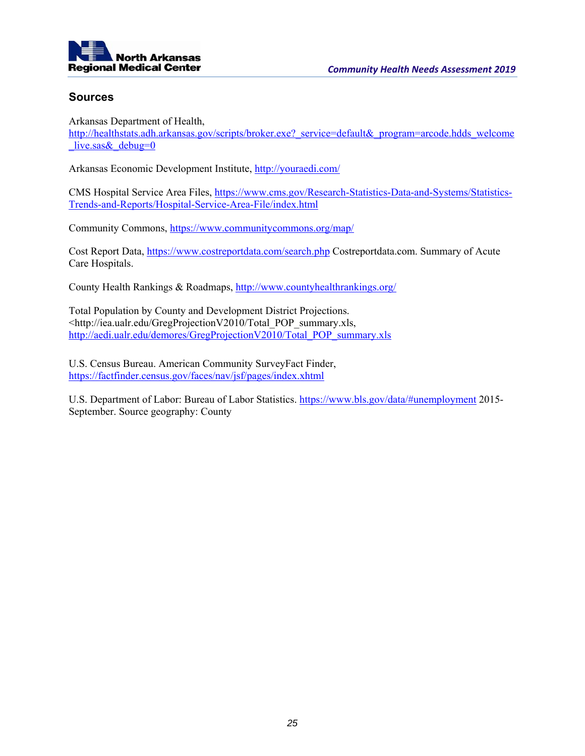## Sources

Arkansas Department of Health, http://healthstats.adh.arkansas.gov/scripts/broker.exe?_service=default&_program=arcode.hdds_welcome_live.sas&_debug=0

Arkansas Economic Development Institute, http://youraedi.com/

CMS Hospital Service Area Files, https://www.cms.gov/Research-Statistics-Data-and-Systems/Statistics-Trends-and-Reports/Hospital-Service-Area-File/index.html

Community Commons, https://www.communitycommons.org/map/

Cost Report Data, https://www.costreportdata.com/search.php Costreportdata.com. Summary of Acute Care Hospitals.

County Health Rankings & Roadmaps, http://www.countyhealthrankings.org/

Total Population by County and Development District Projections. <http://iea.ualr.edu/GregProjectionV2010/Total_POP_summary.xls, http://aedi.ualr.edu/demores/GregProjectionV2010/Total_POP_summary.xls

U.S. Census Bureau. American Community SurveyFact Finder, https://factfinder.census.gov/faces/nav/jsf/pages/index.xhtml

U.S. Department of Labor: Bureau of Labor Statistics. https://www.bls.gov/data/#unemployment 2015-September. Source geography: County